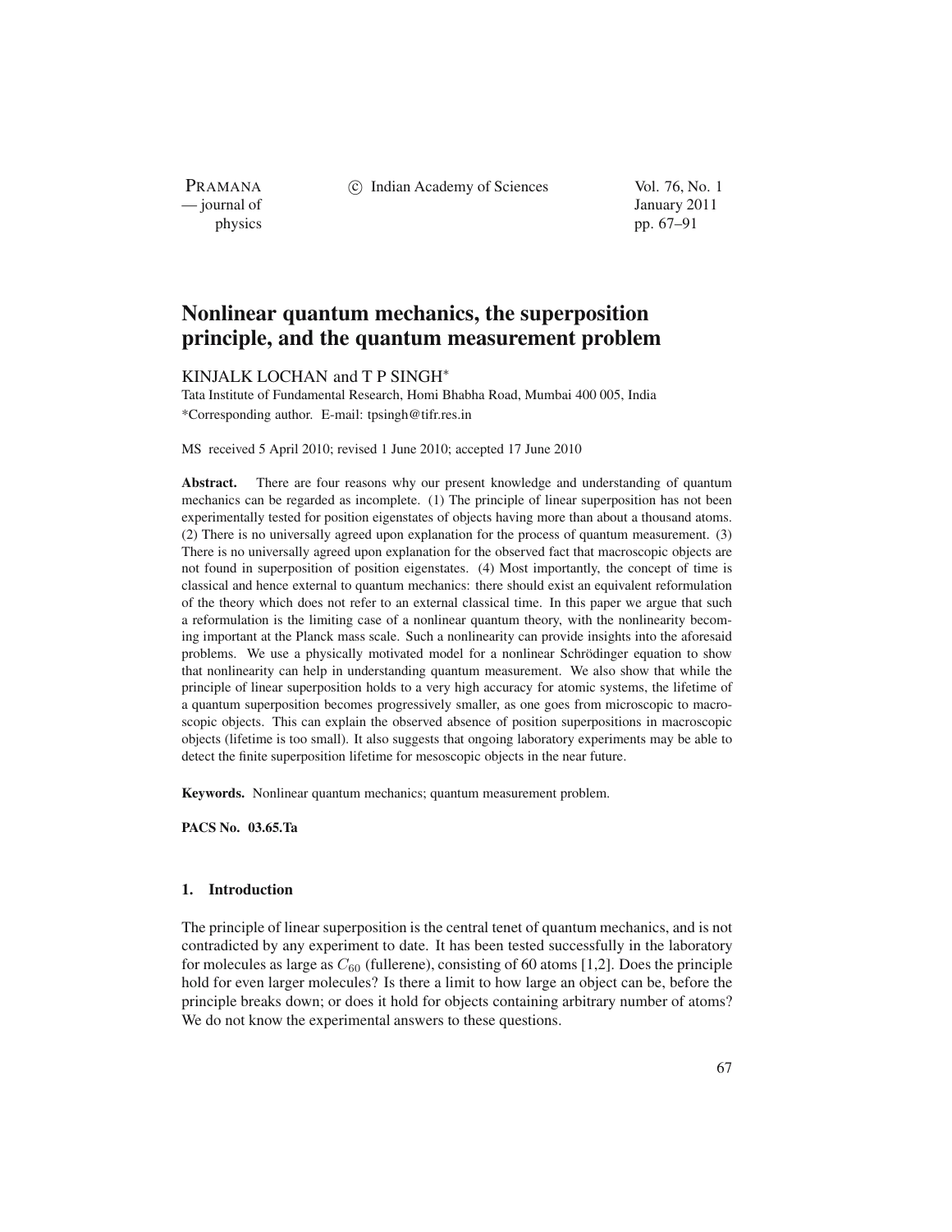# Nonlinear quantum mechanics, the superposition principle, and the quantum measurement problem

KINJALK LOCHAN and T P SINGH*

Tata Institute of Fundamental Research, Homi Bhabha Road, Mumbai 400 005, India

*Corresponding author. E-mail: tpsingh@tifr.res.in

MS received 5 April 2010; revised 1 June 2010; accepted 17 June 2010

**Abstract.** There are four reasons why our present knowledge and understanding of quantum mechanics can be regarded as incomplete. (1) The principle of linear superposition has not been experimentally tested for position eigenstates of objects having more than about a thousand atoms. (2) There is no universally agreed upon explanation for the process of quantum measurement. (3) There is no universally agreed upon explanation for the observed fact that macroscopic objects are not found in superposition of position eigenstates. (4) Most importantly, the concept of time is classical and hence external to quantum mechanics: there should exist an equivalent reformulation of the theory which does not refer to an external classical time. In this paper we argue that such a reformulation is the limiting case of a nonlinear quantum theory, with the nonlinearity becoming important at the Planck mass scale. Such a nonlinearity can provide insights into the aforesaid problems. We use a physically motivated model for a nonlinear Schrödinger equation to show that nonlinearity can help in understanding quantum measurement. We also show that while the principle of linear superposition holds to a very high accuracy for atomic systems, the lifetime of a quantum superposition becomes progressively smaller, as one goes from microscopic to macroscopic objects. This can explain the observed absence of position superpositions in macroscopic objects (lifetime is too small). It also suggests that ongoing laboratory experiments may be able to detect the finite superposition lifetime for mesoscopic objects in the near future.

**Keywords.** Nonlinear quantum mechanics; quantum measurement problem.

**PACS No.** 03.65.Ta

## 1. Introduction

The principle of linear superposition is the central tenet of quantum mechanics, and is not contradicted by any experiment to date. It has been tested successfully in the laboratory for molecules as large as $C_{60}$ (fullerene), consisting of 60 atoms [1,2]. Does the principle hold for even larger molecules? Is there a limit to how large an object can be, before the principle breaks down; or does it hold for objects containing arbitrary number of atoms? We do not know the experimental answers to these questions.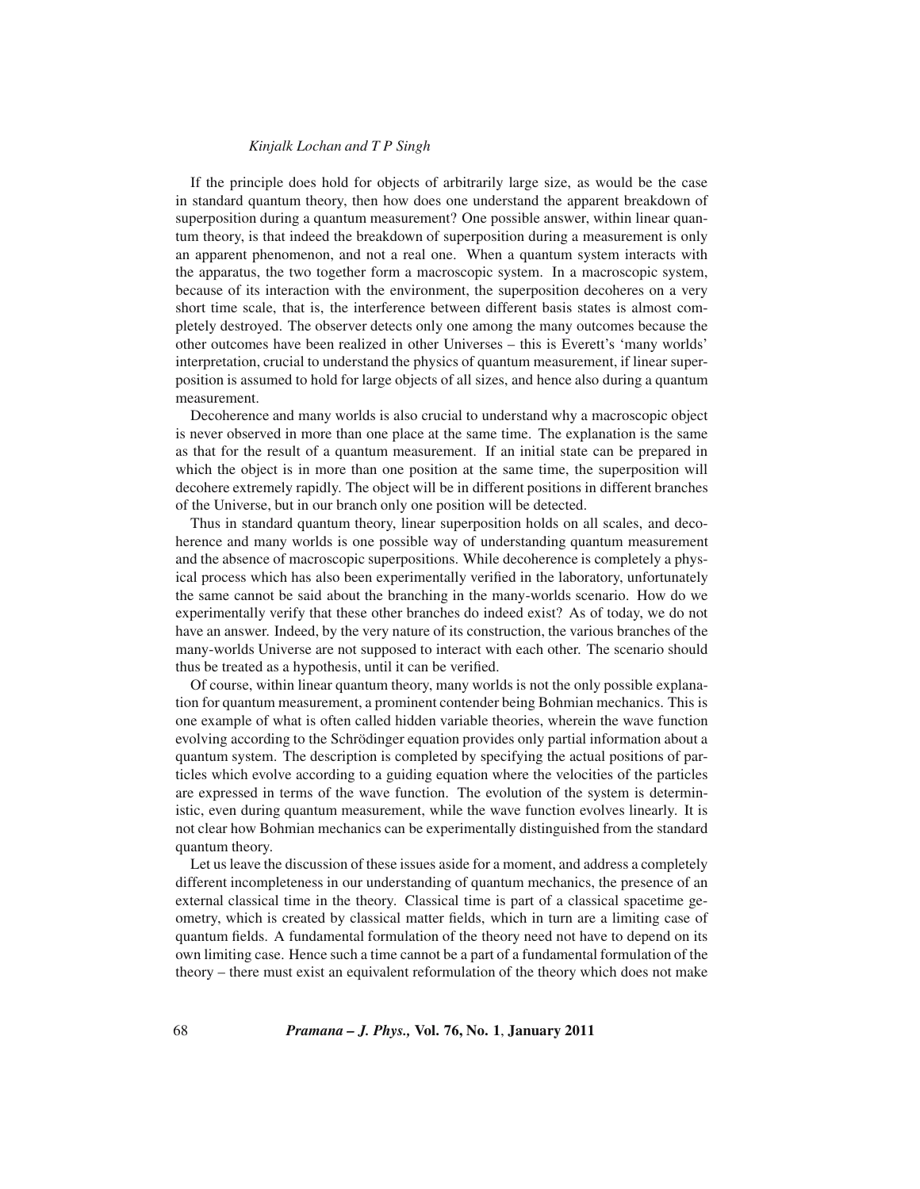If the principle does hold for objects of arbitrarily large size, as would be the case in standard quantum theory, then how does one understand the apparent breakdown of superposition during a quantum measurement? One possible answer, within linear quantum theory, is that indeed the breakdown of superposition during a measurement is only an apparent phenomenon, and not a real one. When a quantum system interacts with the apparatus, the two together form a macroscopic system. In a macroscopic system, because of its interaction with the environment, the superposition decoheres on a very short time scale, that is, the interference between different basis states is almost completely destroyed. The observer detects only one among the many outcomes because the other outcomes have been realized in other Universes – this is Everett's 'many worlds' interpretation, crucial to understand the physics of quantum measurement, if linear superposition is assumed to hold for large objects of all sizes, and hence also during a quantum measurement.

Decoherence and many worlds is also crucial to understand why a macroscopic object is never observed in more than one place at the same time. The explanation is the same as that for the result of a quantum measurement. If an initial state can be prepared in which the object is in more than one position at the same time, the superposition will decohere extremely rapidly. The object will be in different positions in different branches of the Universe, but in our branch only one position will be detected.

Thus in standard quantum theory, linear superposition holds on all scales, and decoherence and many worlds is one possible way of understanding quantum measurement and the absence of macroscopic superpositions. While decoherence is completely a physical process which has also been experimentally verified in the laboratory, unfortunately the same cannot be said about the branching in the many-worlds scenario. How do we experimentally verify that these other branches do indeed exist? As of today, we do not have an answer. Indeed, by the very nature of its construction, the various branches of the many-worlds Universe are not supposed to interact with each other. The scenario should thus be treated as a hypothesis, until it can be verified.

Of course, within linear quantum theory, many worlds is not the only possible explanation for quantum measurement, a prominent contender being Bohmian mechanics. This is one example of what is often called hidden variable theories, wherein the wave function evolving according to the Schrödinger equation provides only partial information about a quantum system. The description is completed by specifying the actual positions of particles which evolve according to a guiding equation where the velocities of the particles are expressed in terms of the wave function. The evolution of the system is deterministic, even during quantum measurement, while the wave function evolves linearly. It is not clear how Bohmian mechanics can be experimentally distinguished from the standard quantum theory.

Let us leave the discussion of these issues aside for a moment, and address a completely different incompleteness in our understanding of quantum mechanics, the presence of an external classical time in the theory. Classical time is part of a classical spacetime geometry, which is created by classical matter fields, which in turn are a limiting case of quantum fields. A fundamental formulation of the theory need not have to depend on its own limiting case. Hence such a time cannot be a part of a fundamental formulation of the theory – there must exist an equivalent reformulation of the theory which does not make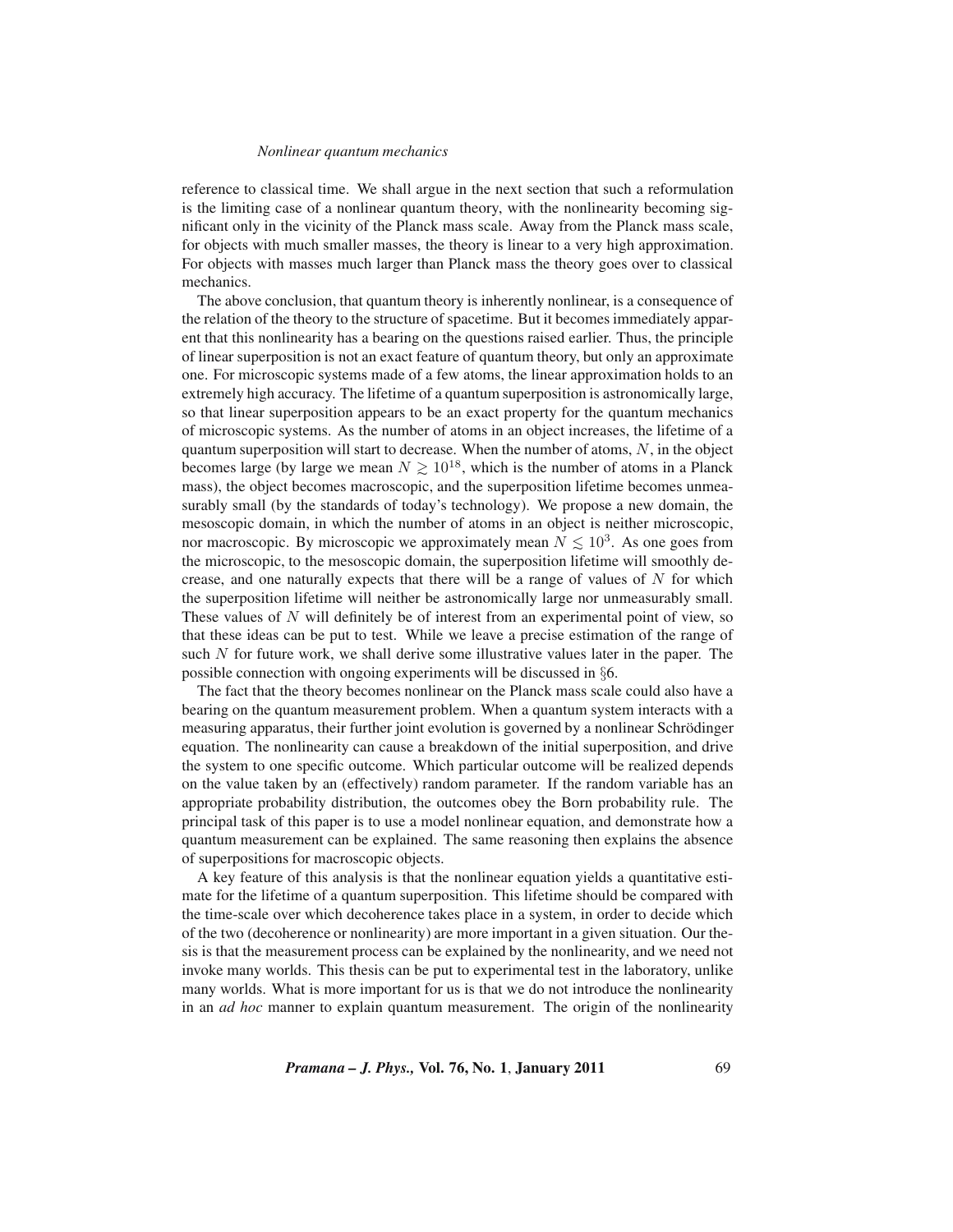reference to classical time. We shall argue in the next section that such a reformulation is the limiting case of a nonlinear quantum theory, with the nonlinearity becoming significant only in the vicinity of the Planck mass scale. Away from the Planck mass scale, for objects with much smaller masses, the theory is linear to a very high approximation. For objects with masses much larger than Planck mass the theory goes over to classical mechanics.

The above conclusion, that quantum theory is inherently nonlinear, is a consequence of the relation of the theory to the structure of spacetime. But it becomes immediately apparent that this nonlinearity has a bearing on the questions raised earlier. Thus, the principle of linear superposition is not an exact feature of quantum theory, but only an approximate one. For microscopic systems made of a few atoms, the linear approximation holds to an extremely high accuracy. The lifetime of a quantum superposition is astronomically large, so that linear superposition appears to be an exact property for the quantum mechanics of microscopic systems. As the number of atoms in an object increases, the lifetime of a quantum superposition will start to decrease. When the number of atoms, $N$, in the object becomes large (by large we mean $N \gtrsim 10^{18}$, which is the number of atoms in a Planck mass), the object becomes macroscopic, and the superposition lifetime becomes unmeasurably small (by the standards of today's technology). We propose a new domain, the mesoscopic domain, in which the number of atoms in an object is neither microscopic, nor macroscopic. By microscopic we approximately mean $N \lesssim 10^{3}$. As one goes from the microscopic, to the mesoscopic domain, the superposition lifetime will smoothly decrease, and one naturally expects that there will be a range of values of $N$ for which the superposition lifetime will neither be astronomically large nor unmeasurably small. These values of $N$ will definitely be of interest from an experimental point of view, so that these ideas can be put to test. While we leave a precise estimation of the range of such $N$ for future work, we shall derive some illustrative values later in the paper. The possible connection with ongoing experiments will be discussed in §6.

The fact that the theory becomes nonlinear on the Planck mass scale could also have a bearing on the quantum measurement problem. When a quantum system interacts with a measuring apparatus, their further joint evolution is governed by a nonlinear Schrödinger equation. The nonlinearity can cause a breakdown of the initial superposition, and drive the system to one specific outcome. Which particular outcome will be realized depends on the value taken by an (effectively) random parameter. If the random variable has an appropriate probability distribution, the outcomes obey the Born probability rule. The principal task of this paper is to use a model nonlinear equation, and demonstrate how a quantum measurement can be explained. The same reasoning then explains the absence of superpositions for macroscopic objects.

A key feature of this analysis is that the nonlinear equation yields a quantitative estimate for the lifetime of a quantum superposition. This lifetime should be compared with the time-scale over which decoherence takes place in a system, in order to decide which of the two (decoherence or nonlinearity) are more important in a given situation. Our thesis is that the measurement process can be explained by the nonlinearity, and we need not invoke many worlds. This thesis can be put to experimental test in the laboratory, unlike many worlds. What is more important for us is that we do not introduce the nonlinearity in an *ad hoc* manner to explain quantum measurement. The origin of the nonlinearity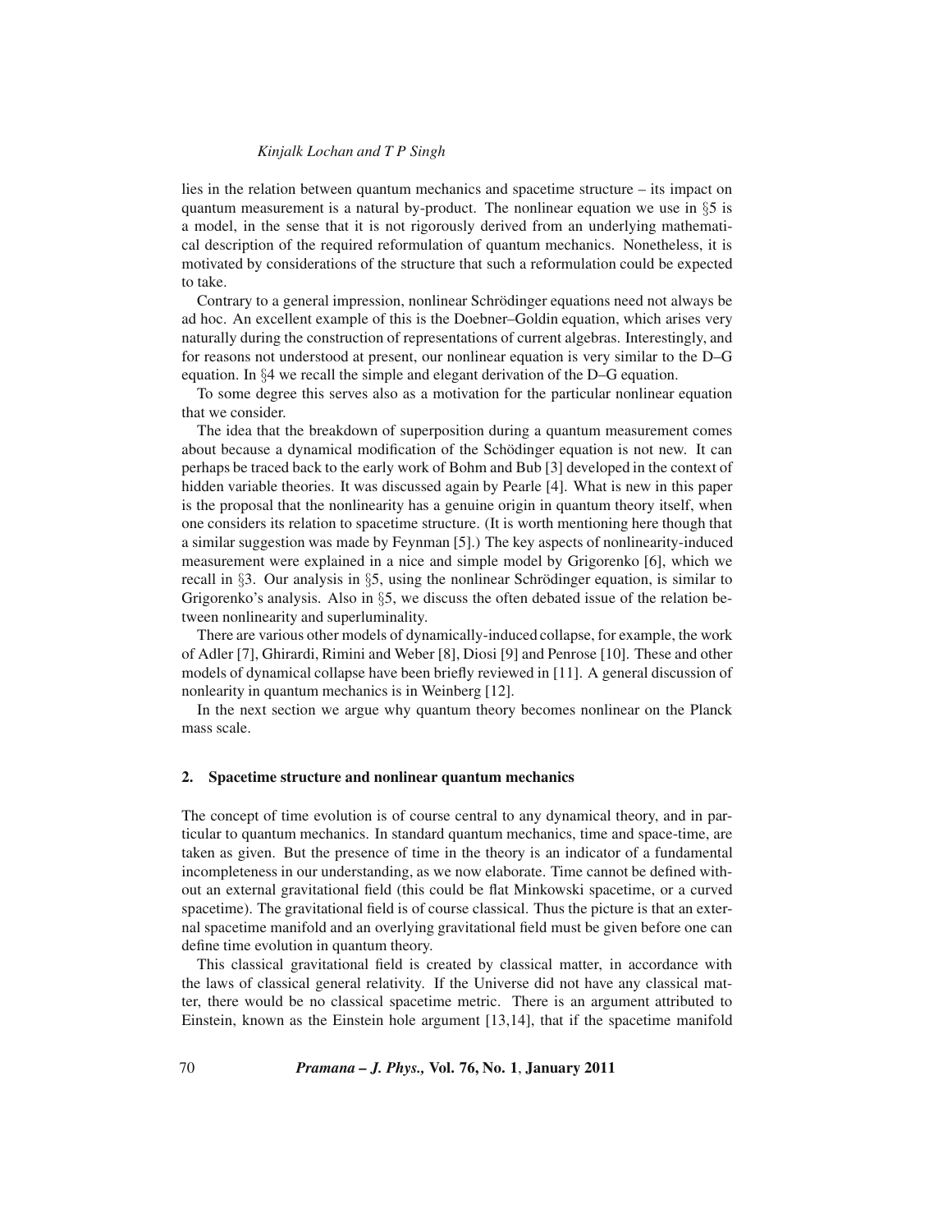lies in the relation between quantum mechanics and spacetime structure – its impact on quantum measurement is a natural by-product. The nonlinear equation we use in §5 is a model, in the sense that it is not rigorously derived from an underlying mathematical description of the required reformulation of quantum mechanics. Nonetheless, it is motivated by considerations of the structure that such a reformulation could be expected to take.

Contrary to a general impression, nonlinear Schrödinger equations need not always be ad hoc. An excellent example of this is the Doebner–Goldin equation, which arises very naturally during the construction of representations of current algebras. Interestingly, and for reasons not understood at present, our nonlinear equation is very similar to the D–G equation. In §4 we recall the simple and elegant derivation of the D–G equation.

To some degree this serves also as a motivation for the particular nonlinear equation that we consider.

The idea that the breakdown of superposition during a quantum measurement comes about because a dynamical modification of the Schödinger equation is not new. It can perhaps be traced back to the early work of Bohm and Bub [3] developed in the context of hidden variable theories. It was discussed again by Pearle [4]. What is new in this paper is the proposal that the nonlinearity has a genuine origin in quantum theory itself, when one considers its relation to spacetime structure. (It is worth mentioning here though that a similar suggestion was made by Feynman [5].) The key aspects of nonlinearity-induced measurement were explained in a nice and simple model by Grigorenko [6], which we recall in §3. Our analysis in §5, using the nonlinear Schrödinger equation, is similar to Grigorenko's analysis. Also in §5, we discuss the often debated issue of the relation between nonlinearity and superluminality.

There are various other models of dynamically-induced collapse, for example, the work of Adler [7], Ghirardi, Rimini and Weber [8], Diosi [9] and Penrose [10]. These and other models of dynamical collapse have been briefly reviewed in [11]. A general discussion of nonlearity in quantum mechanics is in Weinberg [12].

In the next section we argue why quantum theory becomes nonlinear on the Planck mass scale.

## 2. Spacetime structure and nonlinear quantum mechanics

The concept of time evolution is of course central to any dynamical theory, and in particular to quantum mechanics. In standard quantum mechanics, time and space-time, are taken as given. But the presence of time in the theory is an indicator of a fundamental incompleteness in our understanding, as we now elaborate. Time cannot be defined without an external gravitational field (this could be flat Minkowski spacetime, or a curved spacetime). The gravitational field is of course classical. Thus the picture is that an external spacetime manifold and an overlying gravitational field must be given before one can define time evolution in quantum theory.

This classical gravitational field is created by classical matter, in accordance with the laws of classical general relativity. If the Universe did not have any classical matter, there would be no classical spacetime metric. There is an argument attributed to Einstein, known as the Einstein hole argument [13,14], that if the spacetime manifold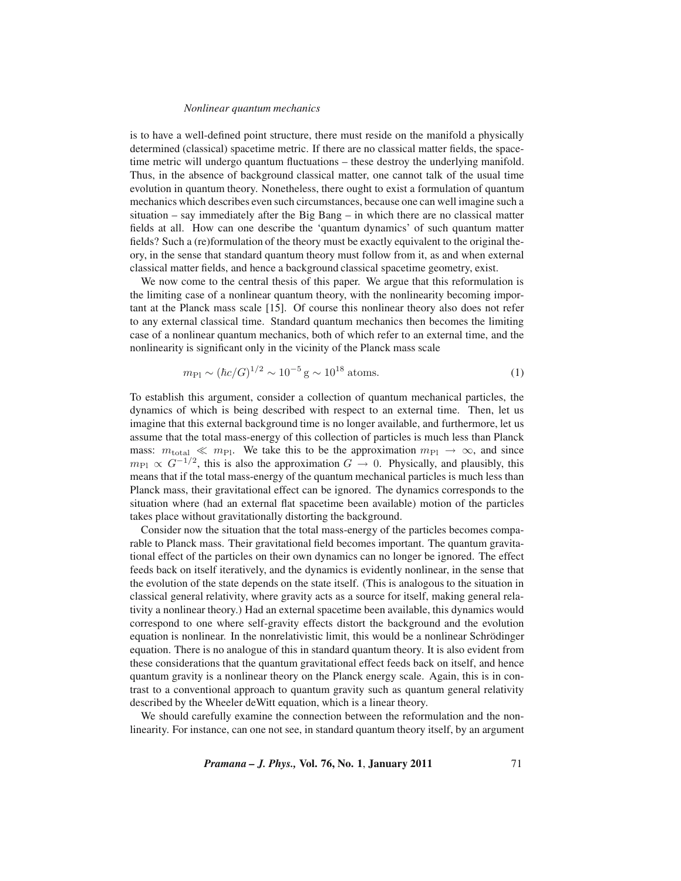is to have a well-defined point structure, there must reside on the manifold a physically determined (classical) spacetime metric. If there are no classical matter fields, the spacetime metric will undergo quantum fluctuations – these destroy the underlying manifold. Thus, in the absence of background classical matter, one cannot talk of the usual time evolution in quantum theory. Nonetheless, there ought to exist a formulation of quantum mechanics which describes even such circumstances, because one can well imagine such a situation – say immediately after the Big Bang – in which there are no classical matter fields at all. How can one describe the 'quantum dynamics' of such quantum matter fields? Such a (re)formulation of the theory must be exactly equivalent to the original theory, in the sense that standard quantum theory must follow from it, as and when external classical matter fields, and hence a background classical spacetime geometry, exist.

We now come to the central thesis of this paper. We argue that this reformulation is the limiting case of a nonlinear quantum theory, with the nonlinearity becoming important at the Planck mass scale [15]. Of course this nonlinear theory also does not refer to any external classical time. Standard quantum mechanics then becomes the limiting case of a nonlinear quantum mechanics, both of which refer to an external time, and the nonlinearity is significant only in the vicinity of the Planck mass scale

$$m_{\mathrm{Pl}} \sim (\hbar c/G)^{1/2} \sim 10^{-5}\,\mathrm{g} \sim 10^{18}\ \mathrm{atoms}. \tag{1}$$

To establish this argument, consider a collection of quantum mechanical particles, the dynamics of which is being described with respect to an external time. Then, let us imagine that this external background time is no longer available, and furthermore, let us assume that the total mass-energy of this collection of particles is much less than Planck mass: $m_{\mathrm{total}} \ll m_{\mathrm{Pl}}$. We take this to be the approximation $m_{\mathrm{Pl}} \to \infty$, and since $m_{\mathrm{Pl}} \propto G^{-1/2}$, this is also the approximation $G \to 0$. Physically, and plausibly, this means that if the total mass-energy of the quantum mechanical particles is much less than Planck mass, their gravitational effect can be ignored. The dynamics corresponds to the situation where (had an external flat spacetime been available) motion of the particles takes place without gravitationally distorting the background.

Consider now the situation that the total mass-energy of the particles becomes comparable to Planck mass. Their gravitational field becomes important. The quantum gravitational effect of the particles on their own dynamics can no longer be ignored. The effect feeds back on itself iteratively, and the dynamics is evidently nonlinear, in the sense that the evolution of the state depends on the state itself. (This is analogous to the situation in classical general relativity, where gravity acts as a source for itself, making general relativity a nonlinear theory.) Had an external spacetime been available, this dynamics would correspond to one where self-gravity effects distort the background and the evolution equation is nonlinear. In the nonrelativistic limit, this would be a nonlinear Schrödinger equation. There is no analogue of this in standard quantum theory. It is also evident from these considerations that the quantum gravitational effect feeds back on itself, and hence quantum gravity is a nonlinear theory on the Planck energy scale. Again, this is in contrast to a conventional approach to quantum gravity such as quantum general relativity described by the Wheeler deWitt equation, which is a linear theory.

We should carefully examine the connection between the reformulation and the nonlinearity. For instance, can one not see, in standard quantum theory itself, by an argument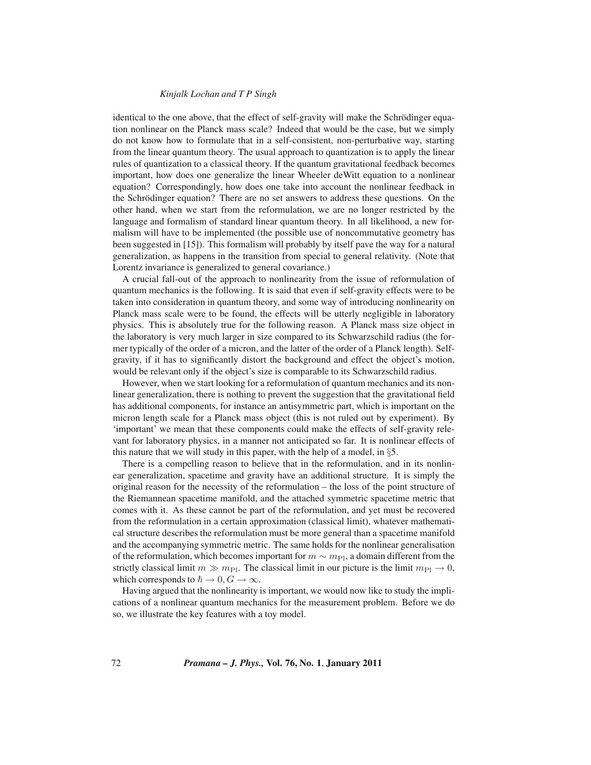identical to the one above, that the effect of self-gravity will make the Schrödinger equation nonlinear on the Planck mass scale? Indeed that would be the case, but we simply do not know how to formulate that in a self-consistent, non-perturbative way, starting from the linear quantum theory. The usual approach to quantization is to apply the linear rules of quantization to a classical theory. If the quantum gravitational feedback becomes important, how does one generalize the linear Wheeler deWitt equation to a nonlinear equation? Correspondingly, how does one take into account the nonlinear feedback in the Schrödinger equation? There are no set answers to address these questions. On the other hand, when we start from the reformulation, we are no longer restricted by the language and formalism of standard linear quantum theory. In all likelihood, a new formalism will have to be implemented (the possible use of noncommutative geometry has been suggested in [15]). This formalism will probably by itself pave the way for a natural generalization, as happens in the transition from special to general relativity. (Note that Lorentz invariance is generalized to general covariance.)

A crucial fall-out of the approach to nonlinearity from the issue of reformulation of quantum mechanics is the following. It is said that even if self-gravity effects were to be taken into consideration in quantum theory, and some way of introducing nonlinearity on Planck mass scale were to be found, the effects will be utterly negligible in laboratory physics. This is absolutely true for the following reason. A Planck mass size object in the laboratory is very much larger in size compared to its Schwarzschild radius (the former typically of the order of a micron, and the latter of the order of a Planck length). Self-gravity, if it has to significantly distort the background and effect the object's motion, would be relevant only if the object's size is comparable to its Schwarzschild radius.

However, when we start looking for a reformulation of quantum mechanics and its nonlinear generalization, there is nothing to prevent the suggestion that the gravitational field has additional components, for instance an antisymmetric part, which is important on the micron length scale for a Planck mass object (this is not ruled out by experiment). By 'important' we mean that these components could make the effects of self-gravity relevant for laboratory physics, in a manner not anticipated so far. It is nonlinear effects of this nature that we will study in this paper, with the help of a model, in §5.

There is a compelling reason to believe that in the reformulation, and in its nonlinear generalization, spacetime and gravity have an additional structure. It is simply the original reason for the necessity of the reformulation – the loss of the point structure of the Riemannean spacetime manifold, and the attached symmetric spacetime metric that comes with it. As these cannot be part of the reformulation, and yet must be recovered from the reformulation in a certain approximation (classical limit), whatever mathematical structure describes the reformulation must be more general than a spacetime manifold and the accompanying symmetric metric. The same holds for the nonlinear generalisation of the reformulation, which becomes important for $m \sim m_{\rm Pl}$, a domain different from the strictly classical limit $m \gg m_{\rm Pl}$. The classical limit in our picture is the limit $m_{\rm Pl} \to 0$, which corresponds to $\hbar \to 0, G \to \infty$.

Having argued that the nonlinearity is important, we would now like to study the implications of a nonlinear quantum mechanics for the measurement problem. Before we do so, we illustrate the key features with a toy model.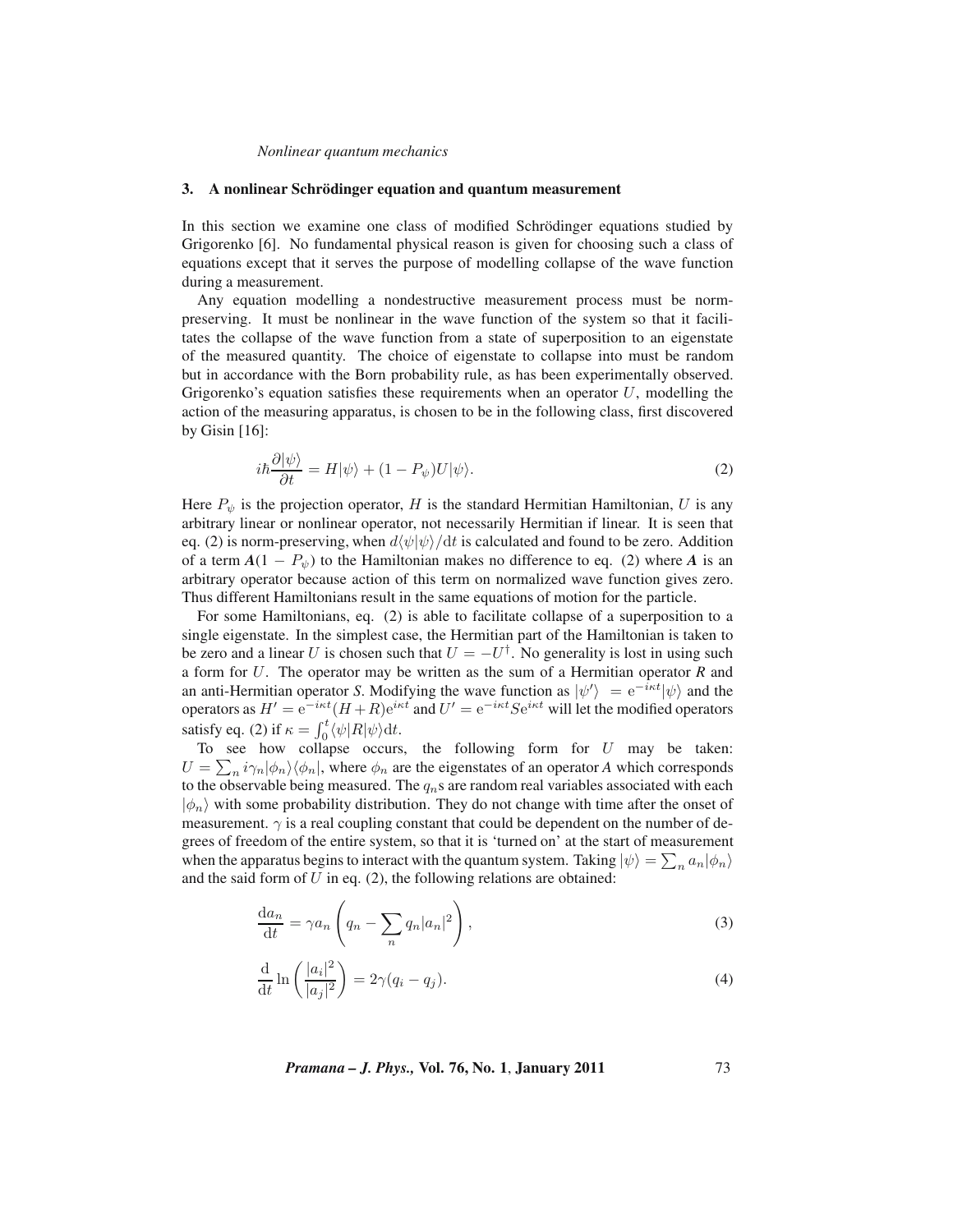## 3. A nonlinear Schrödinger equation and quantum measurement

In this section we examine one class of modified Schrödinger equations studied by Grigorenko [6]. No fundamental physical reason is given for choosing such a class of equations except that it serves the purpose of modelling collapse of the wave function during a measurement.

Any equation modelling a nondestructive measurement process must be norm-preserving. It must be nonlinear in the wave function of the system so that it facilitates the collapse of the wave function from a state of superposition to an eigenstate of the measured quantity. The choice of eigenstate to collapse into must be random but in accordance with the Born probability rule, as has been experimentally observed. Grigorenko's equation satisfies these requirements when an operator $U$, modelling the action of the measuring apparatus, is chosen to be in the following class, first discovered by Gisin [16]:

$$i\hbar\frac{\partial|\psi\rangle}{\partial t} = H|\psi\rangle + (1 - P_{\psi})U|\psi\rangle. \tag{2}$$

Here $P_{\psi}$ is the projection operator, $H$ is the standard Hermitian Hamiltonian, $U$ is any arbitrary linear or nonlinear operator, not necessarily Hermitian if linear. It is seen that eq. (2) is norm-preserving, when $d\langle\psi|\psi\rangle/\mathrm{d}t$ is calculated and found to be zero. Addition of a term $\boldsymbol{A}(1 - P_{\psi})$ to the Hamiltonian makes no difference to eq. (2) where $\boldsymbol{A}$ is an arbitrary operator because action of this term on normalized wave function gives zero. Thus different Hamiltonians result in the same equations of motion for the particle.

For some Hamiltonians, eq. (2) is able to facilitate collapse of a superposition to a single eigenstate. In the simplest case, the Hermitian part of the Hamiltonian is taken to be zero and a linear $U$ is chosen such that $U = -U^{\dagger}$. No generality is lost in using such a form for $U$. The operator may be written as the sum of a Hermitian operator $\boldsymbol{R}$ and an anti-Hermitian operator $\boldsymbol{S}$. Modifying the wave function as $|\psi'\rangle = \mathrm{e}^{-i\kappa t}|\psi\rangle$ and the operators as $H' = \mathrm{e}^{-i\kappa t}(H + R)\mathrm{e}^{i\kappa t}$ and $U' = \mathrm{e}^{-i\kappa t}S\mathrm{e}^{i\kappa t}$ will let the modified operators satisfy eq. (2) if $\kappa = \int_0^t\langle\psi|R|\psi\rangle\mathrm{d}t$.

To see how collapse occurs, the following form for $U$ may be taken: $U = \sum_n i\gamma_n|\phi_n\rangle\langle\phi_n|$, where $\phi_n$ are the eigenstates of an operator $A$ which corresponds to the observable being measured. The $q_n$s are random real variables associated with each $|\phi_n\rangle$ with some probability distribution. They do not change with time after the onset of measurement. $\gamma$ is a real coupling constant that could be dependent on the number of degrees of freedom of the entire system, so that it is 'turned on' at the start of measurement when the apparatus begins to interact with the quantum system. Taking $|\psi\rangle = \sum_n a_n|\phi_n\rangle$ and the said form of $U$ in eq. (2), the following relations are obtained:

$$\frac{\mathrm{d}a_n}{\mathrm{d}t} = \gamma a_n\left(q_n - \sum_n q_n|a_n|^2\right), \tag{3}$$

$$\frac{\mathrm{d}}{\mathrm{d}t}\ln\left(\frac{|a_i|^2}{|a_j|^2}\right) = 2\gamma(q_i - q_j). \tag{4}$$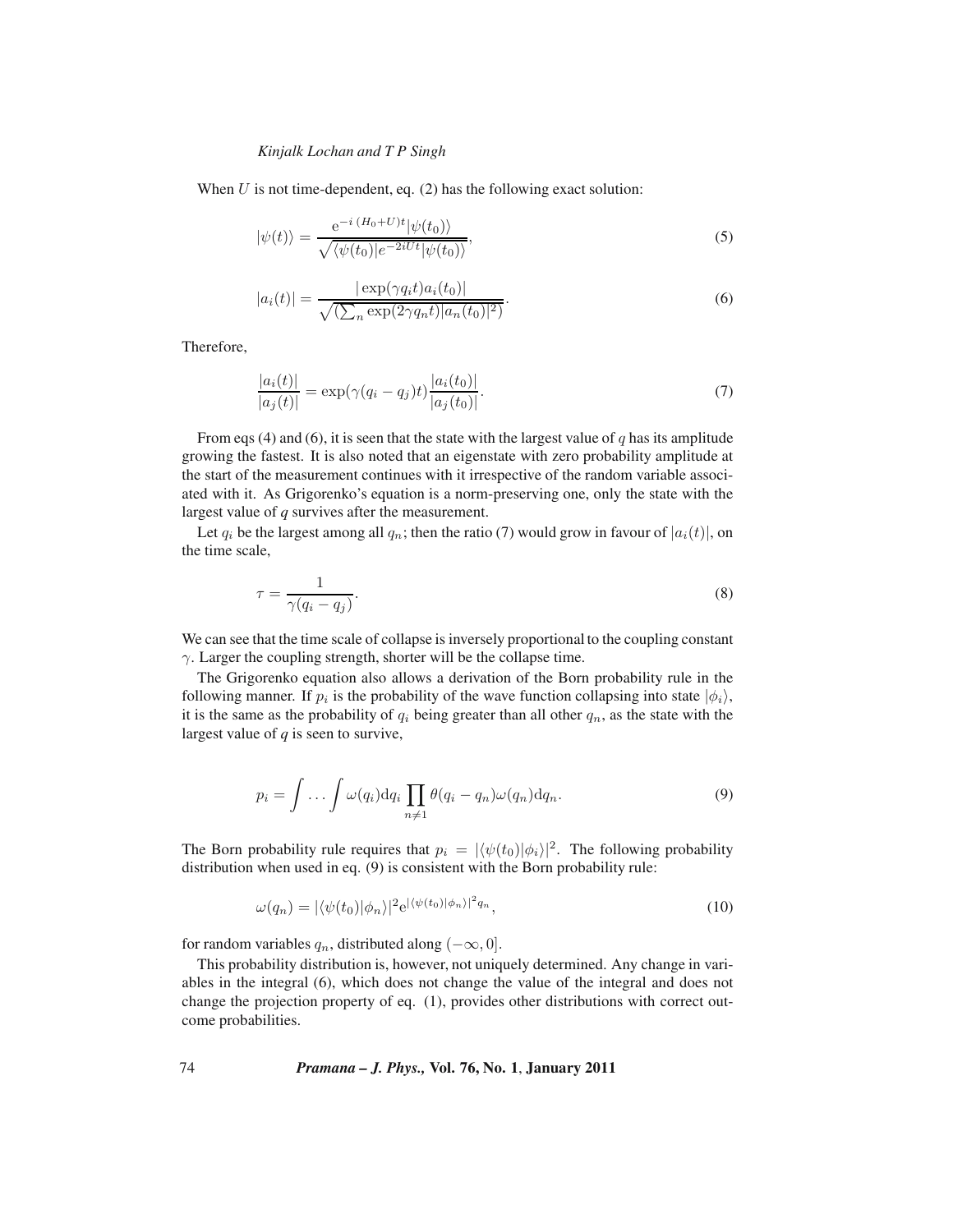When $U$ is not time-dependent, eq. (2) has the following exact solution:

$$|\psi(t)\rangle = \frac{\mathrm{e}^{-i\,(H_0+U)t}|\psi(t_0)\rangle}{\sqrt{\langle\psi(t_0)|e^{-2iUt}|\psi(t_0)\rangle}}, \tag{5}$$

$$|a_i(t)| = \frac{|\exp(\gamma q_i t) a_i(t_0)|}{\sqrt{(\sum_n \exp(2\gamma q_n t)|a_n(t_0)|^2)}}. \tag{6}$$

Therefore,

$$\frac{|a_i(t)|}{|a_j(t)|} = \exp(\gamma(q_i - q_j)t)\frac{|a_i(t_0)|}{|a_j(t_0)|}. \tag{7}$$

From eqs (4) and (6), it is seen that the state with the largest value of $q$ has its amplitude growing the fastest. It is also noted that an eigenstate with zero probability amplitude at the start of the measurement continues with it irrespective of the random variable associated with it. As Grigorenko's equation is a norm-preserving one, only the state with the largest value of $q$ survives after the measurement.

Let $q_i$ be the largest among all $q_n$; then the ratio (7) would grow in favour of $|a_i(t)|$, on the time scale,

$$\tau = \frac{1}{\gamma(q_i - q_j)}. \tag{8}$$

We can see that the time scale of collapse is inversely proportional to the coupling constant $\gamma$. Larger the coupling strength, shorter will be the collapse time.

The Grigorenko equation also allows a derivation of the Born probability rule in the following manner. If $p_i$ is the probability of the wave function collapsing into state $|\phi_i\rangle$, it is the same as the probability of $q_i$ being greater than all other $q_n$, as the state with the largest value of $q$ is seen to survive,

$$p_i = \int \ldots \int \omega(q_i)\mathrm{d}q_i \prod_{n\neq 1} \theta(q_i - q_n)\omega(q_n)\mathrm{d}q_n. \tag{9}$$

The Born probability rule requires that $p_i = |\langle\psi(t_0)|\phi_i\rangle|^2$. The following probability distribution when used in eq. (9) is consistent with the Born probability rule:

$$\omega(q_n) = |\langle\psi(t_0)|\phi_n\rangle|^2 \mathrm{e}^{|\langle\psi(t_0)|\phi_n\rangle|^2 q_n}, \tag{10}$$

for random variables $q_n$, distributed along $(-\infty, 0]$.

This probability distribution is, however, not uniquely determined. Any change in variables in the integral (6), which does not change the value of the integral and does not change the projection property of eq. (1), provides other distributions with correct outcome probabilities.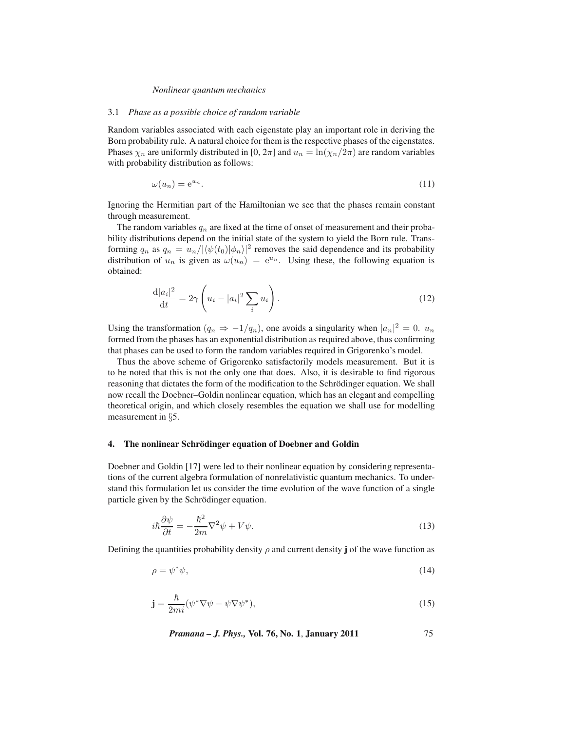### 3.1 *Phase as a possible choice of random variable*

Random variables associated with each eigenstate play an important role in deriving the Born probability rule. A natural choice for them is the respective phases of the eigenstates. Phases $\chi_n$ are uniformly distributed in $[0, 2\pi]$ and $u_n = \ln(\chi_n/2\pi)$ are random variables with probability distribution as follows:

$$\omega(u_n) = \mathrm{e}^{u_n}. \tag{11}$$

Ignoring the Hermitian part of the Hamiltonian we see that the phases remain constant through measurement.

The random variables $q_n$ are fixed at the time of onset of measurement and their probability distributions depend on the initial state of the system to yield the Born rule. Transforming $q_n$ as $q_n = u_n/|\langle\psi(t_0)|\phi_n\rangle|^2$ removes the said dependence and its probability distribution of $u_n$ is given as $\omega(u_n) = \mathrm{e}^{u_n}$. Using these, the following equation is obtained:

$$\frac{\mathrm{d}|a_i|^2}{\mathrm{d}t} = 2\gamma\left(u_i - |a_i|^2\sum_i u_i\right). \tag{12}$$

Using the transformation $(q_n \Rightarrow -1/q_n)$, one avoids a singularity when $|a_n|^2 = 0$. $u_n$ formed from the phases has an exponential distribution as required above, thus confirming that phases can be used to form the random variables required in Grigorenko's model.

Thus the above scheme of Grigorenko satisfactorily models measurement. But it is to be noted that this is not the only one that does. Also, it is desirable to find rigorous reasoning that dictates the form of the modification to the Schrödinger equation. We shall now recall the Doebner–Goldin nonlinear equation, which has an elegant and compelling theoretical origin, and which closely resembles the equation we shall use for modelling measurement in §5.

## 4. The nonlinear Schrödinger equation of Doebner and Goldin

Doebner and Goldin [17] were led to their nonlinear equation by considering representations of the current algebra formulation of nonrelativistic quantum mechanics. To understand this formulation let us consider the time evolution of the wave function of a single particle given by the Schrödinger equation.

$$i\hbar\frac{\partial\psi}{\partial t} = -\frac{\hbar^2}{2m}\nabla^2\psi + V\psi. \tag{13}$$

Defining the quantities probability density $\rho$ and current density $\mathbf{j}$ of the wave function as

$$\rho = \psi^*\psi, \tag{14}$$

$$\mathbf{j} = \frac{\hbar}{2mi}(\psi^*\nabla\psi - \psi\nabla\psi^*), \tag{15}$$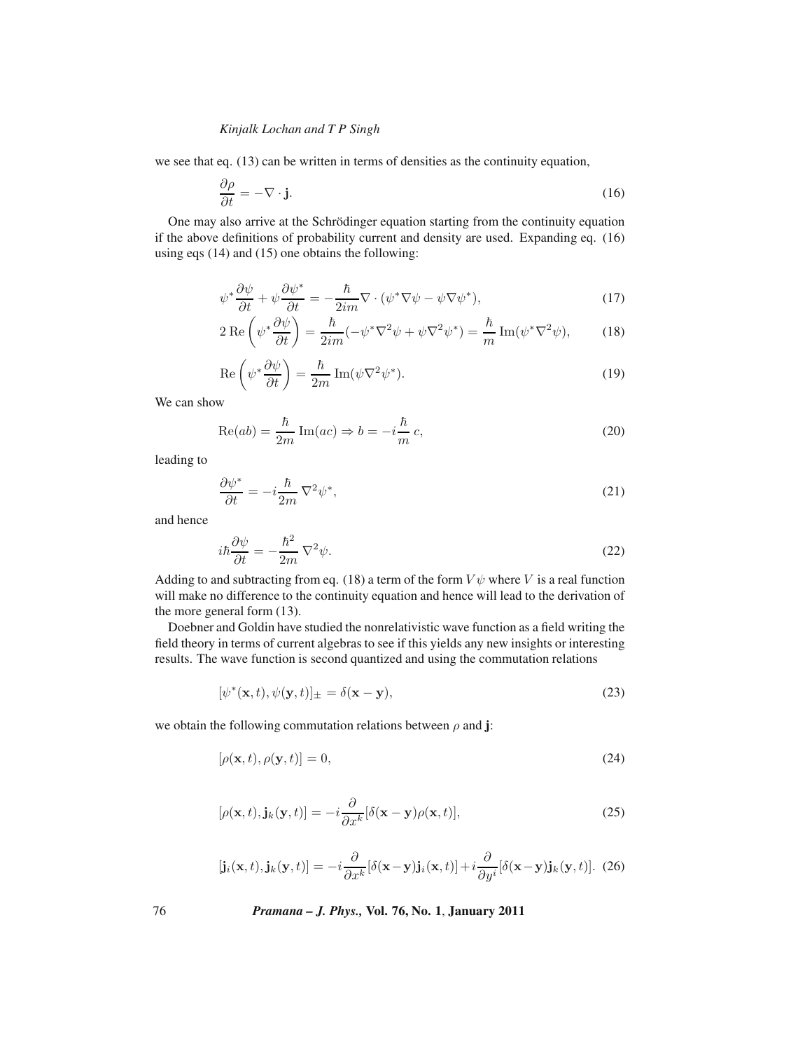we see that eq. (13) can be written in terms of densities as the continuity equation,

$$\frac{\partial \rho}{\partial t} = -\nabla \cdot \mathbf{j}. \tag{16}$$

One may also arrive at the Schrödinger equation starting from the continuity equation if the above definitions of probability current and density are used. Expanding eq. (16) using eqs (14) and (15) one obtains the following:

$$\psi^* \frac{\partial \psi}{\partial t} + \psi \frac{\partial \psi^*}{\partial t} = -\frac{\hbar}{2im} \nabla \cdot (\psi^* \nabla \psi - \psi \nabla \psi^*), \tag{17}$$

$$2\,\mathrm{Re}\left(\psi^* \frac{\partial \psi}{\partial t}\right) = \frac{\hbar}{2im}(-\psi^* \nabla^2 \psi + \psi \nabla^2 \psi^*) = \frac{\hbar}{m}\,\mathrm{Im}(\psi^* \nabla^2 \psi), \tag{18}$$

$$\mathrm{Re}\left(\psi^* \frac{\partial \psi}{\partial t}\right) = \frac{\hbar}{2m}\,\mathrm{Im}(\psi \nabla^2 \psi^*). \tag{19}$$

We can show

$$\mathrm{Re}(ab) = \frac{\hbar}{2m}\,\mathrm{Im}(ac) \Rightarrow b = -i\frac{\hbar}{m}\,c, \tag{20}$$

leading to

$$\frac{\partial \psi^*}{\partial t} = -i\frac{\hbar}{2m}\,\nabla^2 \psi^*, \tag{21}$$

and hence

$$i\hbar \frac{\partial \psi}{\partial t} = -\frac{\hbar^2}{2m}\,\nabla^2 \psi. \tag{22}$$

Adding to and subtracting from eq. (18) a term of the form $V\psi$ where $V$ is a real function will make no difference to the continuity equation and hence will lead to the derivation of the more general form (13).

Doebner and Goldin have studied the nonrelativistic wave function as a field writing the field theory in terms of current algebras to see if this yields any new insights or interesting results. The wave function is second quantized and using the commutation relations

$$[\psi^*(\mathbf{x}, t), \psi(\mathbf{y}, t)]_\pm = \delta(\mathbf{x} - \mathbf{y}), \tag{23}$$

we obtain the following commutation relations between $\rho$ and $\mathbf{j}$:

$$[\rho(\mathbf{x}, t), \rho(\mathbf{y}, t)] = 0, \tag{24}$$

$$[\rho(\mathbf{x}, t), \mathbf{j}_k(\mathbf{y}, t)] = -i\frac{\partial}{\partial x^k}[\delta(\mathbf{x} - \mathbf{y})\rho(\mathbf{x}, t)], \tag{25}$$

$$[\mathbf{j}_i(\mathbf{x}, t), \mathbf{j}_k(\mathbf{y}, t)] = -i\frac{\partial}{\partial x^k}[\delta(\mathbf{x} - \mathbf{y})\mathbf{j}_i(\mathbf{x}, t)] + i\frac{\partial}{\partial y^i}[\delta(\mathbf{x} - \mathbf{y})\mathbf{j}_k(\mathbf{y}, t)]. \tag{26}$$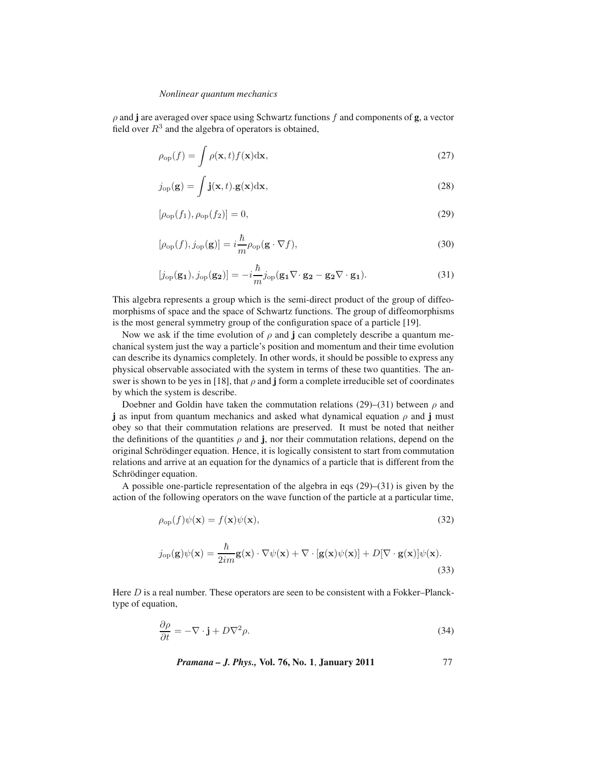$\rho$ and $\mathbf{j}$ are averaged over space using Schwartz functions $f$ and components of $\mathbf{g}$, a vector field over $R^3$ and the algebra of operators is obtained,

$$\rho_{\text{op}}(f) = \int \rho(\mathbf{x}, t) f(\mathbf{x}) \mathrm{d}\mathbf{x}, \tag{27}$$

$$j_{\text{op}}(\mathbf{g}) = \int \mathbf{j}(\mathbf{x}, t) . \mathbf{g}(\mathbf{x}) \mathrm{d}\mathbf{x}, \tag{28}$$

$$[\rho_{\text{op}}(f_1), \rho_{\text{op}}(f_2)] = 0, \tag{29}$$

$$[\rho_{\text{op}}(f), j_{\text{op}}(\mathbf{g})] = i\frac{\hbar}{m}\rho_{\text{op}}(\mathbf{g} \cdot \nabla f), \tag{30}$$

$$[j_{\text{op}}(\mathbf{g_1}), j_{\text{op}}(\mathbf{g_2})] = -i\frac{\hbar}{m} j_{\text{op}}(\mathbf{g_1}\nabla \cdot \mathbf{g_2} - \mathbf{g_2}\nabla \cdot \mathbf{g_1}). \tag{31}$$

This algebra represents a group which is the semi-direct product of the group of diffeomorphisms of space and the space of Schwartz functions. The group of diffeomorphisms is the most general symmetry group of the configuration space of a particle [19].

Now we ask if the time evolution of $\rho$ and $\mathbf{j}$ can completely describe a quantum mechanical system just the way a particle's position and momentum and their time evolution can describe its dynamics completely. In other words, it should be possible to express any physical observable associated with the system in terms of these two quantities. The answer is shown to be yes in [18], that $\rho$ and $\mathbf{j}$ form a complete irreducible set of coordinates by which the system is describe.

Doebner and Goldin have taken the commutation relations (29)–(31) between $\rho$ and $\mathbf{j}$ as input from quantum mechanics and asked what dynamical equation $\rho$ and $\mathbf{j}$ must obey so that their commutation relations are preserved. It must be noted that neither the definitions of the quantities $\rho$ and $\mathbf{j}$, nor their commutation relations, depend on the original Schrödinger equation. Hence, it is logically consistent to start from commutation relations and arrive at an equation for the dynamics of a particle that is different from the Schrödinger equation.

A possible one-particle representation of the algebra in eqs (29)–(31) is given by the action of the following operators on the wave function of the particle at a particular time,

$$\rho_{\text{op}}(f)\psi(\mathbf{x}) = f(\mathbf{x})\psi(\mathbf{x}), \tag{32}$$

$$j_{\text{op}}(\mathbf{g})\psi(\mathbf{x}) = \frac{\hbar}{2im}\mathbf{g}(\mathbf{x}) \cdot \nabla\psi(\mathbf{x}) + \nabla \cdot [\mathbf{g}(\mathbf{x})\psi(\mathbf{x})] + D[\nabla \cdot \mathbf{g}(\mathbf{x})]\psi(\mathbf{x}). \tag{33}$$

Here $D$ is a real number. These operators are seen to be consistent with a Fokker–Planck-type of equation,

$$\frac{\partial \rho}{\partial t} = -\nabla \cdot \mathbf{j} + D\nabla^2\rho. \tag{34}$$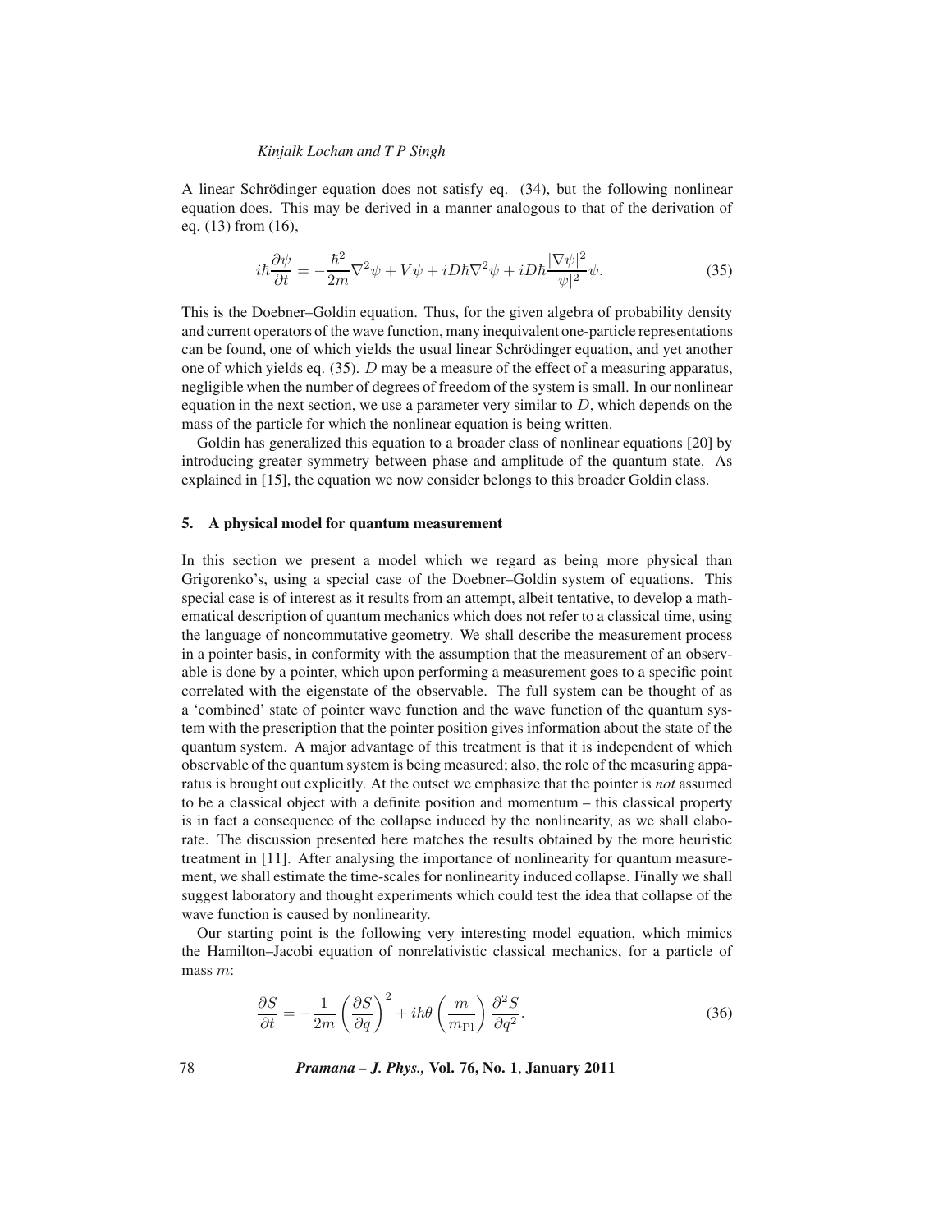A linear Schrödinger equation does not satisfy eq. (34), but the following nonlinear equation does. This may be derived in a manner analogous to that of the derivation of eq. (13) from (16),

$$i\hbar\frac{\partial\psi}{\partial t} = -\frac{\hbar^2}{2m}\nabla^2\psi + V\psi + iD\hbar\nabla^2\psi + iD\hbar\frac{|\nabla\psi|^2}{|\psi|^2}\psi. \tag{35}$$

This is the Doebner–Goldin equation. Thus, for the given algebra of probability density and current operators of the wave function, many inequivalent one-particle representations can be found, one of which yields the usual linear Schrödinger equation, and yet another one of which yields eq. (35). $D$ may be a measure of the effect of a measuring apparatus, negligible when the number of degrees of freedom of the system is small. In our nonlinear equation in the next section, we use a parameter very similar to $D$, which depends on the mass of the particle for which the nonlinear equation is being written.

Goldin has generalized this equation to a broader class of nonlinear equations [20] by introducing greater symmetry between phase and amplitude of the quantum state. As explained in [15], the equation we now consider belongs to this broader Goldin class.

## 5. A physical model for quantum measurement

In this section we present a model which we regard as being more physical than Grigorenko's, using a special case of the Doebner–Goldin system of equations. This special case is of interest as it results from an attempt, albeit tentative, to develop a mathematical description of quantum mechanics which does not refer to a classical time, using the language of noncommutative geometry. We shall describe the measurement process in a pointer basis, in conformity with the assumption that the measurement of an observable is done by a pointer, which upon performing a measurement goes to a specific point correlated with the eigenstate of the observable. The full system can be thought of as a 'combined' state of pointer wave function and the wave function of the quantum system with the prescription that the pointer position gives information about the state of the quantum system. A major advantage of this treatment is that it is independent of which observable of the quantum system is being measured; also, the role of the measuring apparatus is brought out explicitly. At the outset we emphasize that the pointer is *not* assumed to be a classical object with a definite position and momentum – this classical property is in fact a consequence of the collapse induced by the nonlinearity, as we shall elaborate. The discussion presented here matches the results obtained by the more heuristic treatment in [11]. After analysing the importance of nonlinearity for quantum measurement, we shall estimate the time-scales for nonlinearity induced collapse. Finally we shall suggest laboratory and thought experiments which could test the idea that collapse of the wave function is caused by nonlinearity.

Our starting point is the following very interesting model equation, which mimics the Hamilton–Jacobi equation of nonrelativistic classical mechanics, for a particle of mass $m$:

$$\frac{\partial S}{\partial t} = -\frac{1}{2m}\left(\frac{\partial S}{\partial q}\right)^2 + i\hbar\theta\left(\frac{m}{m_{\text{Pl}}}\right)\frac{\partial^2 S}{\partial q^2}. \tag{36}$$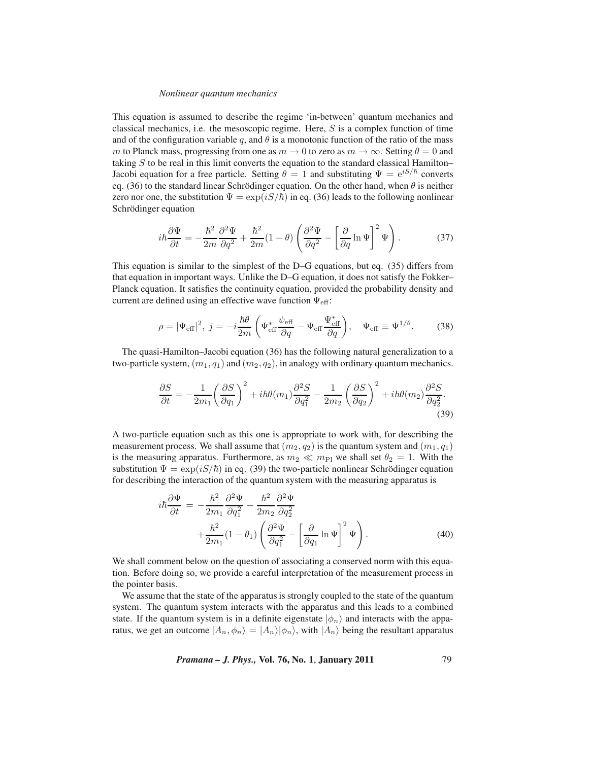This equation is assumed to describe the regime 'in-between' quantum mechanics and classical mechanics, i.e. the mesoscopic regime. Here, $S$ is a complex function of time and of the configuration variable $q$, and $\theta$ is a monotonic function of the ratio of the mass $m$ to Planck mass, progressing from one as $m \to 0$ to zero as $m \to \infty$. Setting $\theta = 0$ and taking $S$ to be real in this limit converts the equation to the standard classical Hamilton–Jacobi equation for a free particle. Setting $\theta = 1$ and substituting $\Psi = e^{iS/\hbar}$ converts eq. (36) to the standard linear Schrödinger equation. On the other hand, when $\theta$ is neither zero nor one, the substitution $\Psi = \exp(iS/\hbar)$ in eq. (36) leads to the following nonlinear Schrödinger equation

$$i\hbar\frac{\partial \Psi}{\partial t} = -\frac{\hbar^2}{2m}\frac{\partial^2 \Psi}{\partial q^2} + \frac{\hbar^2}{2m}(1-\theta)\left(\frac{\partial^2 \Psi}{\partial q^2} - \left[\frac{\partial}{\partial q}\ln \Psi\right]^2 \Psi\right). \tag{37}$$

This equation is similar to the simplest of the D–G equations, but eq. (35) differs from that equation in important ways. Unlike the D–G equation, it does not satisfy the Fokker–Planck equation. It satisfies the continuity equation, provided the probability density and current are defined using an effective wave function $\Psi_{\rm eff}$:

$$\rho = |\Psi_{\rm eff}|^2,\ j = -i\frac{\hbar\theta}{2m}\left(\Psi^*_{\rm eff}\frac{\psi_{\rm eff}}{\partial q} - \Psi_{\rm eff}\frac{\Psi^*_{\rm eff}}{\partial q}\right), \quad \Psi_{\rm eff} \equiv \Psi^{1/\theta}. \tag{38}$$

The quasi-Hamilton–Jacobi equation (36) has the following natural generalization to a two-particle system, $(m_1, q_1)$ and $(m_2, q_2)$, in analogy with ordinary quantum mechanics.

$$\frac{\partial S}{\partial t} = -\frac{1}{2m_1}\left(\frac{\partial S}{\partial q_1}\right)^2 + i\hbar\theta(m_1)\frac{\partial^2 S}{\partial q_1^2} - \frac{1}{2m_2}\left(\frac{\partial S}{\partial q_2}\right)^2 + i\hbar\theta(m_2)\frac{\partial^2 S}{\partial q_2^2}. \tag{39}$$

A two-particle equation such as this one is appropriate to work with, for describing the measurement process. We shall assume that $(m_2, q_2)$ is the quantum system and $(m_1, q_1)$ is the measuring apparatus. Furthermore, as $m_2 \ll m_{\rm Pl}$ we shall set $\theta_2 = 1$. With the substitution $\Psi = \exp(iS/\hbar)$ in eq. (39) the two-particle nonlinear Schrödinger equation for describing the interaction of the quantum system with the measuring apparatus is

$$\begin{aligned} i\hbar\frac{\partial \Psi}{\partial t} &= -\frac{\hbar^2}{2m_1}\frac{\partial^2 \Psi}{\partial q_1^2} - \frac{\hbar^2}{2m_2}\frac{\partial^2 \Psi}{\partial q_2^2} \\ &\quad + \frac{\hbar^2}{2m_1}(1-\theta_1)\left(\frac{\partial^2 \Psi}{\partial q_1^2} - \left[\frac{\partial}{\partial q_1}\ln \Psi\right]^2 \Psi\right). \end{aligned} \tag{40}$$

We shall comment below on the question of associating a conserved norm with this equation. Before doing so, we provide a careful interpretation of the measurement process in the pointer basis.

We assume that the state of the apparatus is strongly coupled to the state of the quantum system. The quantum system interacts with the apparatus and this leads to a combined state. If the quantum system is in a definite eigenstate $|\phi_n\rangle$ and interacts with the apparatus, we get an outcome $|A_n, \phi_n\rangle = |A_n\rangle|\phi_n\rangle$, with $|A_n\rangle$ being the resultant apparatus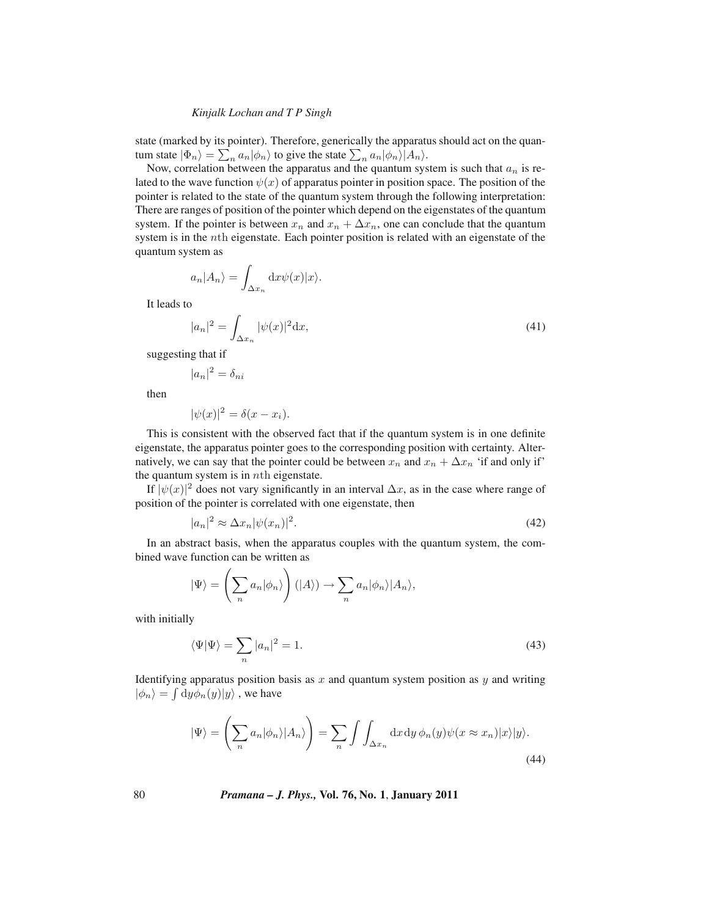state (marked by its pointer). Therefore, generically the apparatus should act on the quantum state $|\Phi_n\rangle = \sum_n a_n|\phi_n\rangle$ to give the state $\sum_n a_n|\phi_n\rangle|A_n\rangle$.

Now, correlation between the apparatus and the quantum system is such that $a_n$ is related to the wave function $\psi(x)$ of apparatus pointer in position space. The position of the pointer is related to the state of the quantum system through the following interpretation: There are ranges of position of the pointer which depend on the eigenstates of the quantum system. If the pointer is between $x_n$ and $x_n + \Delta x_n$, one can conclude that the quantum system is in the $n$th eigenstate. Each pointer position is related with an eigenstate of the quantum system as

$$a_n|A_n\rangle = \int_{\Delta x_n} \mathrm{d}x\psi(x)|x\rangle.$$

It leads to

$$|a_n|^2 = \int_{\Delta x_n} |\psi(x)|^2 \mathrm{d}x, \tag{41}$$

suggesting that if

$$|a_n|^2 = \delta_{ni}$$

then

$$|\psi(x)|^2 = \delta(x - x_i).$$

This is consistent with the observed fact that if the quantum system is in one definite eigenstate, the apparatus pointer goes to the corresponding position with certainty. Alternatively, we can say that the pointer could be between $x_n$ and $x_n + \Delta x_n$ 'if and only if' the quantum system is in $n$th eigenstate.

If $|\psi(x)|^2$ does not vary significantly in an interval $\Delta x$, as in the case where range of position of the pointer is correlated with one eigenstate, then

$$|a_n|^2 \approx \Delta x_n |\psi(x_n)|^2. \tag{42}$$

In an abstract basis, when the apparatus couples with the quantum system, the combined wave function can be written as

$$|\Psi\rangle = \left(\sum_n a_n|\phi_n\rangle\right)(|A\rangle) \to \sum_n a_n|\phi_n\rangle|A_n\rangle,$$

with initially

$$\langle\Psi|\Psi\rangle = \sum_n |a_n|^2 = 1. \tag{43}$$

Identifying apparatus position basis as $x$ and quantum system position as $y$ and writing $|\phi_n\rangle = \int \mathrm{d}y\phi_n(y)|y\rangle$ , we have

$$|\Psi\rangle = \left(\sum_n a_n|\phi_n\rangle|A_n\rangle\right) = \sum_n \int\int_{\Delta x_n} \mathrm{d}x\,\mathrm{d}y\,\phi_n(y)\psi(x \approx x_n)|x\rangle|y\rangle. \tag{44}$$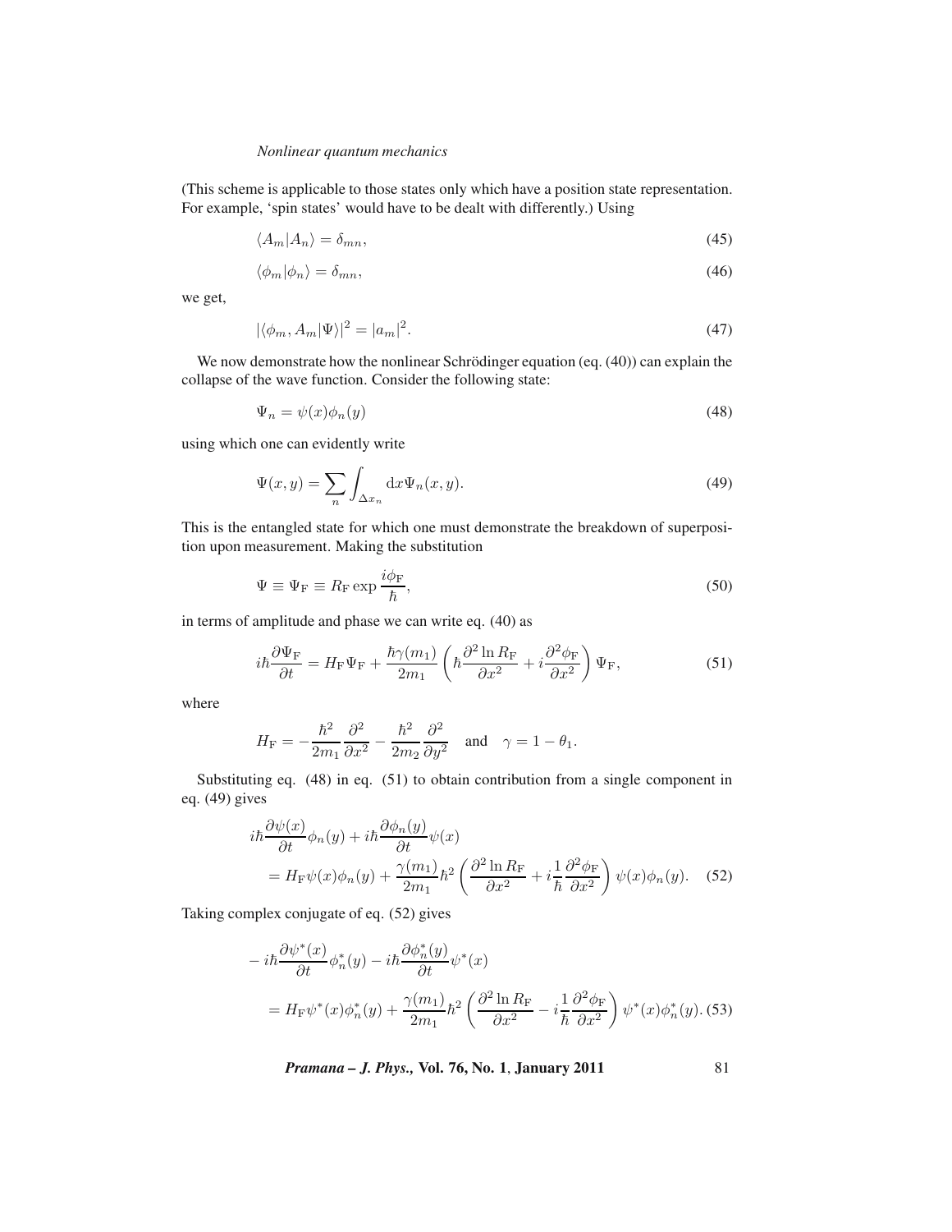(This scheme is applicable to those states only which have a position state representation. For example, 'spin states' would have to be dealt with differently.) Using

$$\langle A_m|A_n\rangle = \delta_{mn}, \tag{45}$$

$$\langle \phi_m|\phi_n\rangle = \delta_{mn}, \tag{46}$$

we get,

$$|\langle \phi_m, A_m|\Psi\rangle|^2 = |a_m|^2. \tag{47}$$

We now demonstrate how the nonlinear Schrödinger equation (eq. (40)) can explain the collapse of the wave function. Consider the following state:

$$\Psi_n = \psi(x)\phi_n(y) \tag{48}$$

using which one can evidently write

$$\Psi(x,y) = \sum_n \int_{\Delta x_n} \mathrm{d}x \Psi_n(x,y). \tag{49}$$

This is the entangled state for which one must demonstrate the breakdown of superposition upon measurement. Making the substitution

$$\Psi \equiv \Psi_{\mathrm{F}} \equiv R_{\mathrm{F}} \exp \frac{i\phi_{\mathrm{F}}}{\hbar}, \tag{50}$$

in terms of amplitude and phase we can write eq. (40) as

$$i\hbar \frac{\partial \Psi_{\mathrm{F}}}{\partial t} = H_{\mathrm{F}}\Psi_{\mathrm{F}} + \frac{\hbar\gamma(m_1)}{2m_1}\left(\hbar \frac{\partial^2 \ln R_{\mathrm{F}}}{\partial x^2} + i\frac{\partial^2 \phi_{\mathrm{F}}}{\partial x^2}\right)\Psi_{\mathrm{F}}, \tag{51}$$

where

$$H_{\mathrm{F}} = -\frac{\hbar^2}{2m_1}\frac{\partial^2}{\partial x^2} - \frac{\hbar^2}{2m_2}\frac{\partial^2}{\partial y^2} \quad \text{and} \quad \gamma = 1 - \theta_1.$$

Substituting eq. (48) in eq. (51) to obtain contribution from a single component in eq. (49) gives

$$\begin{aligned} &i\hbar \frac{\partial \psi(x)}{\partial t}\phi_n(y) + i\hbar \frac{\partial \phi_n(y)}{\partial t}\psi(x) \\ &\quad = H_{\mathrm{F}}\psi(x)\phi_n(y) + \frac{\gamma(m_1)}{2m_1}\hbar^2 \left(\frac{\partial^2 \ln R_{\mathrm{F}}}{\partial x^2} + i\frac{1}{\hbar}\frac{\partial^2 \phi_{\mathrm{F}}}{\partial x^2}\right)\psi(x)\phi_n(y). \end{aligned} \tag{52}$$

Taking complex conjugate of eq. (52) gives

$$\begin{aligned} &-i\hbar \frac{\partial \psi^*(x)}{\partial t}\phi_n^*(y) - i\hbar \frac{\partial \phi_n^*(y)}{\partial t}\psi^*(x) \\ &\quad = H_{\mathrm{F}}\psi^*(x)\phi_n^*(y) + \frac{\gamma(m_1)}{2m_1}\hbar^2 \left(\frac{\partial^2 \ln R_{\mathrm{F}}}{\partial x^2} - i\frac{1}{\hbar}\frac{\partial^2 \phi_{\mathrm{F}}}{\partial x^2}\right)\psi^*(x)\phi_n^*(y). \end{aligned} \tag{53}$$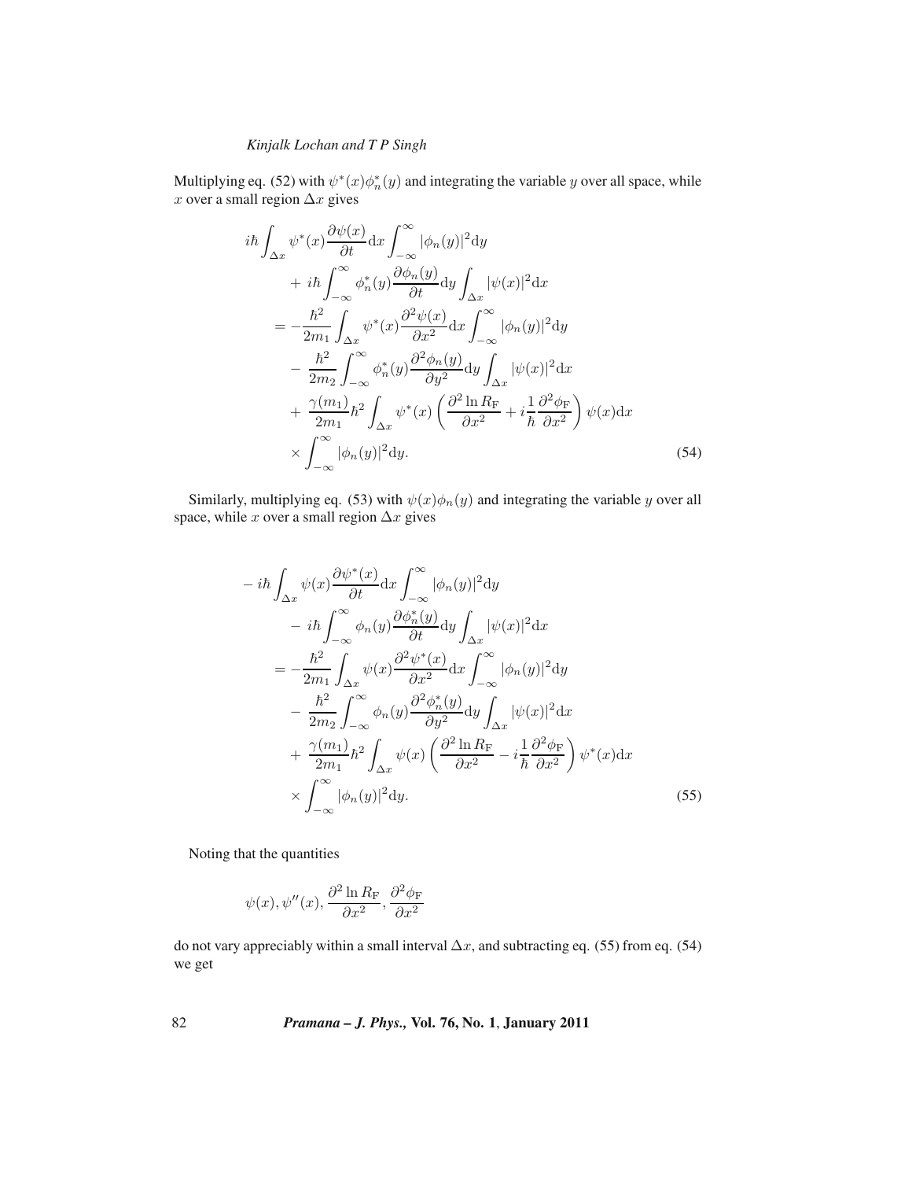Multiplying eq. (52) with $\psi^*(x)\phi_n^*(y)$ and integrating the variable $y$ over all space, while $x$ over a small region $\Delta x$ gives

$$
\begin{aligned}
i\hbar \int_{\Delta x} \psi^*(x) \frac{\partial \psi(x)}{\partial t} \mathrm{d}x \int_{-\infty}^{\infty} |\phi_n(y)|^2 \mathrm{d}y& \\
+\ i\hbar \int_{-\infty}^{\infty} \phi_n^*(y) \frac{\partial \phi_n(y)}{\partial t} \mathrm{d}y \int_{\Delta x} |\psi(x)|^2 \mathrm{d}x& \\
= -\frac{\hbar^2}{2m_1} \int_{\Delta x} \psi^*(x) \frac{\partial^2 \psi(x)}{\partial x^2} \mathrm{d}x \int_{-\infty}^{\infty} |\phi_n(y)|^2 \mathrm{d}y& \\
-\ \frac{\hbar^2}{2m_2} \int_{-\infty}^{\infty} \phi_n^*(y) \frac{\partial^2 \phi_n(y)}{\partial y^2} \mathrm{d}y \int_{\Delta x} |\psi(x)|^2 \mathrm{d}x& \\
+\ \frac{\gamma(m_1)}{2m_1} \hbar^2 \int_{\Delta x} \psi^*(x) \left( \frac{\partial^2 \ln R_{\mathrm{F}}}{\partial x^2} + i \frac{1}{\hbar} \frac{\partial^2 \phi_{\mathrm{F}}}{\partial x^2} \right) \psi(x) \mathrm{d}x& \\
\times \int_{-\infty}^{\infty} |\phi_n(y)|^2 \mathrm{d}y.& \qquad (54)
\end{aligned}
$$

Similarly, multiplying eq. (53) with $\psi(x)\phi_n(y)$ and integrating the variable $y$ over all space, while $x$ over a small region $\Delta x$ gives

$$
\begin{aligned}
-\ i\hbar \int_{\Delta x} \psi(x) \frac{\partial \psi^*(x)}{\partial t} \mathrm{d}x \int_{-\infty}^{\infty} |\phi_n(y)|^2 \mathrm{d}y& \\
-\ i\hbar \int_{-\infty}^{\infty} \phi_n(y) \frac{\partial \phi_n^*(y)}{\partial t} \mathrm{d}y \int_{\Delta x} |\psi(x)|^2 \mathrm{d}x& \\
= -\frac{\hbar^2}{2m_1} \int_{\Delta x} \psi(x) \frac{\partial^2 \psi^*(x)}{\partial x^2} \mathrm{d}x \int_{-\infty}^{\infty} |\phi_n(y)|^2 \mathrm{d}y& \\
-\ \frac{\hbar^2}{2m_2} \int_{-\infty}^{\infty} \phi_n(y) \frac{\partial^2 \phi_n^*(y)}{\partial y^2} \mathrm{d}y \int_{\Delta x} |\psi(x)|^2 \mathrm{d}x& \\
+\ \frac{\gamma(m_1)}{2m_1} \hbar^2 \int_{\Delta x} \psi(x) \left( \frac{\partial^2 \ln R_{\mathrm{F}}}{\partial x^2} - i \frac{1}{\hbar} \frac{\partial^2 \phi_{\mathrm{F}}}{\partial x^2} \right) \psi^*(x) \mathrm{d}x& \\
\times \int_{-\infty}^{\infty} |\phi_n(y)|^2 \mathrm{d}y.& \qquad (55)
\end{aligned}
$$

Noting that the quantities

$$
\psi(x), \psi''(x), \frac{\partial^2 \ln R_{\mathrm{F}}}{\partial x^2}, \frac{\partial^2 \phi_{\mathrm{F}}}{\partial x^2}
$$

do not vary appreciably within a small interval $\Delta x$, and subtracting eq. (55) from eq. (54) we get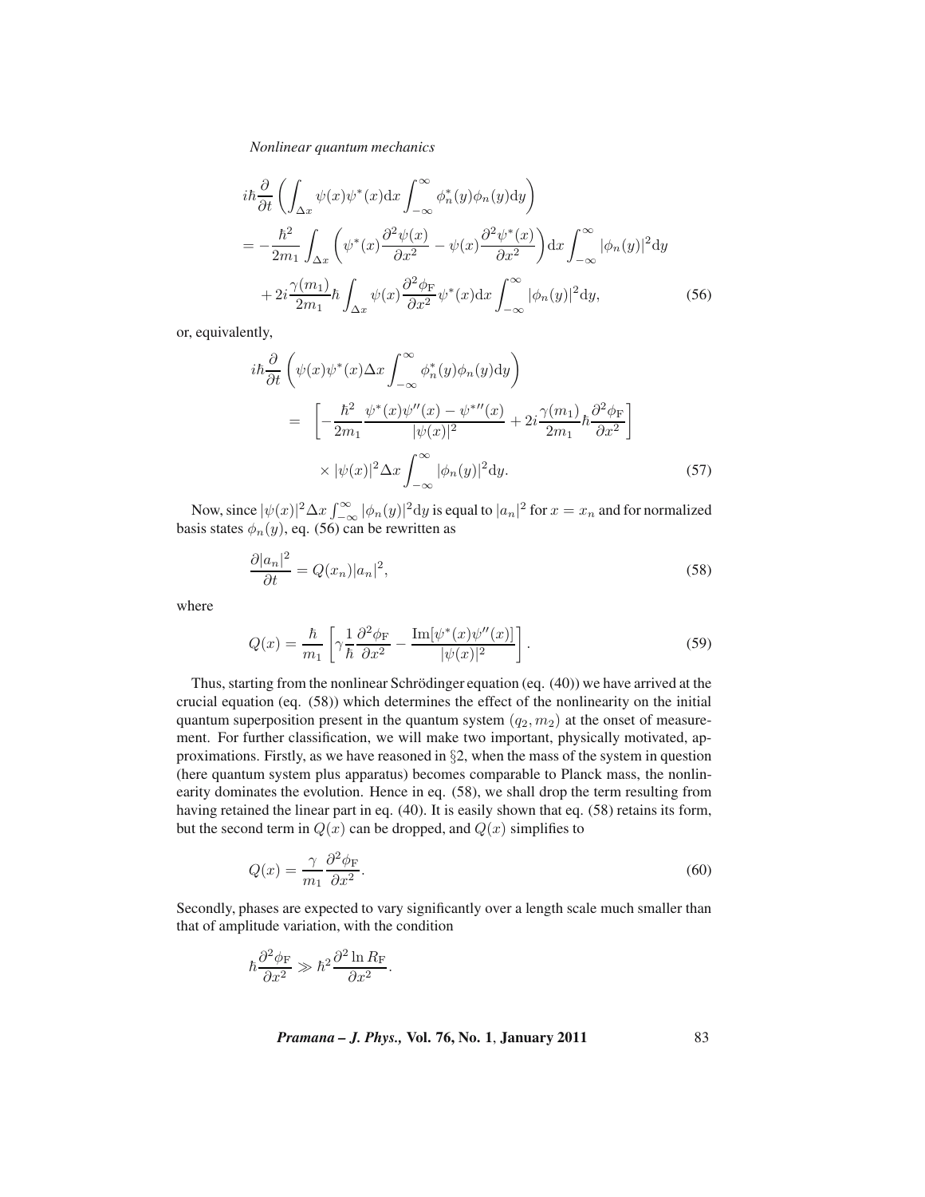$$
\begin{aligned}
& i\hbar\frac{\partial}{\partial t}\left(\int_{\Delta x}\psi(x)\psi^*(x)\mathrm{d}x\int_{-\infty}^{\infty}\phi_n^*(y)\phi_n(y)\mathrm{d}y\right) \\
&= -\frac{\hbar^2}{2m_1}\int_{\Delta x}\left(\psi^*(x)\frac{\partial^2\psi(x)}{\partial x^2}-\psi(x)\frac{\partial^2\psi^*(x)}{\partial x^2}\right)\mathrm{d}x\int_{-\infty}^{\infty}|\phi_n(y)|^2\mathrm{d}y \\
&\quad + 2i\frac{\gamma(m_1)}{2m_1}\hbar\int_{\Delta x}\psi(x)\frac{\partial^2\phi_{\mathrm{F}}}{\partial x^2}\psi^*(x)\mathrm{d}x\int_{-\infty}^{\infty}|\phi_n(y)|^2\mathrm{d}y, \qquad (56)
\end{aligned}
$$

or, equivalently,

$$
\begin{aligned}
& i\hbar\frac{\partial}{\partial t}\left(\psi(x)\psi^*(x)\Delta x\int_{-\infty}^{\infty}\phi_n^*(y)\phi_n(y)\mathrm{d}y\right) \\
&= \left[-\frac{\hbar^2}{2m_1}\frac{\psi^*(x)\psi''(x)-\psi^{*\prime\prime}(x)}{|\psi(x)|^2}+2i\frac{\gamma(m_1)}{2m_1}\hbar\frac{\partial^2\phi_{\mathrm{F}}}{\partial x^2}\right] \\
&\quad \times|\psi(x)|^2\Delta x\int_{-\infty}^{\infty}|\phi_n(y)|^2\mathrm{d}y. \qquad (57)
\end{aligned}
$$

Now, since $|\psi(x)|^2\Delta x\int_{-\infty}^{\infty}|\phi_n(y)|^2\mathrm{d}y$ is equal to $|a_n|^2$ for $x = x_n$ and for normalized basis states $\phi_n(y)$, eq. (56) can be rewritten as

$$
\frac{\partial|a_n|^2}{\partial t} = Q(x_n)|a_n|^2, \qquad (58)
$$

where

$$
Q(x) = \frac{\hbar}{m_1}\left[\gamma\frac{1}{\hbar}\frac{\partial^2\phi_{\mathrm{F}}}{\partial x^2}-\frac{\mathrm{Im}[\psi^*(x)\psi''(x)]}{|\psi(x)|^2}\right]. \qquad (59)
$$

Thus, starting from the nonlinear Schrödinger equation (eq. (40)) we have arrived at the crucial equation (eq. (58)) which determines the effect of the nonlinearity on the initial quantum superposition present in the quantum system $(q_2, m_2)$ at the onset of measurement. For further classification, we will make two important, physically motivated, approximations. Firstly, as we have reasoned in §2, when the mass of the system in question (here quantum system plus apparatus) becomes comparable to Planck mass, the nonlinearity dominates the evolution. Hence in eq. (58), we shall drop the term resulting from having retained the linear part in eq. (40). It is easily shown that eq. (58) retains its form, but the second term in $Q(x)$ can be dropped, and $Q(x)$ simplifies to

$$
Q(x) = \frac{\gamma}{m_1}\frac{\partial^2\phi_{\mathrm{F}}}{\partial x^2}. \qquad (60)
$$

Secondly, phases are expected to vary significantly over a length scale much smaller than that of amplitude variation, with the condition

$$
\hbar\frac{\partial^2\phi_{\mathrm{F}}}{\partial x^2} \gg \hbar^2\frac{\partial^2\ln R_{\mathrm{F}}}{\partial x^2}.
$$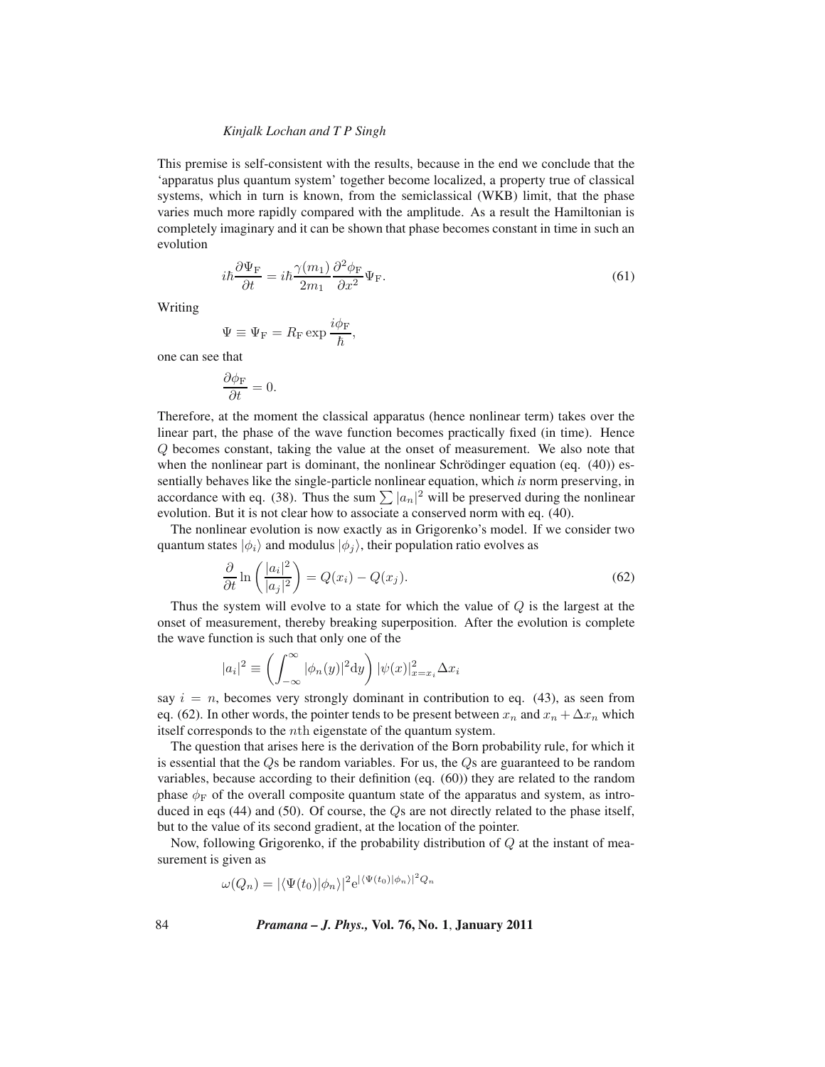This premise is self-consistent with the results, because in the end we conclude that the 'apparatus plus quantum system' together become localized, a property true of classical systems, which in turn is known, from the semiclassical (WKB) limit, that the phase varies much more rapidly compared with the amplitude. As a result the Hamiltonian is completely imaginary and it can be shown that phase becomes constant in time in such an evolution

$$i\hbar\frac{\partial \Psi_{\rm F}}{\partial t} = i\hbar\frac{\gamma(m_1)}{2m_1}\frac{\partial^2\phi_{\rm F}}{\partial x^2}\Psi_{\rm F}. \tag{61}$$

Writing

$$\Psi \equiv \Psi_{\rm F} = R_{\rm F}\exp\frac{i\phi_{\rm F}}{\hbar},$$

one can see that

$$\frac{\partial \phi_{\rm F}}{\partial t} = 0.$$

Therefore, at the moment the classical apparatus (hence nonlinear term) takes over the linear part, the phase of the wave function becomes practically fixed (in time). Hence $Q$ becomes constant, taking the value at the onset of measurement. We also note that when the nonlinear part is dominant, the nonlinear Schrödinger equation (eq. (40)) essentially behaves like the single-particle nonlinear equation, which *is* norm preserving, in accordance with eq. (38). Thus the sum $\sum |a_n|^2$ will be preserved during the nonlinear evolution. But it is not clear how to associate a conserved norm with eq. (40).

The nonlinear evolution is now exactly as in Grigorenko's model. If we consider two quantum states $|\phi_i\rangle$ and modulus $|\phi_j\rangle$, their population ratio evolves as

$$\frac{\partial}{\partial t}\ln\left(\frac{|a_i|^2}{|a_j|^2}\right) = Q(x_i) - Q(x_j). \tag{62}$$

Thus the system will evolve to a state for which the value of $Q$ is the largest at the onset of measurement, thereby breaking superposition. After the evolution is complete the wave function is such that only one of the

$$|a_i|^2 \equiv \left(\int_{-\infty}^{\infty}|\phi_n(y)|^2{\rm d}y\right)|\psi(x)|^2_{x=x_i}\Delta x_i$$

say $i = n$, becomes very strongly dominant in contribution to eq. (43), as seen from eq. (62). In other words, the pointer tends to be present between $x_n$ and $x_n + \Delta x_n$ which itself corresponds to the $n$th eigenstate of the quantum system.

The question that arises here is the derivation of the Born probability rule, for which it is essential that the $Q$s be random variables. For us, the $Q$s are guaranteed to be random variables, because according to their definition (eq. (60)) they are related to the random phase $\phi_{\rm F}$ of the overall composite quantum state of the apparatus and system, as introduced in eqs (44) and (50). Of course, the $Q$s are not directly related to the phase itself, but to the value of its second gradient, at the location of the pointer.

Now, following Grigorenko, if the probability distribution of $Q$ at the instant of measurement is given as

$$\omega(Q_n) = |\langle\Psi(t_0)|\phi_n\rangle|^2{\rm e}^{|\langle\Psi(t_0)|\phi_n\rangle|^2 Q_n}$$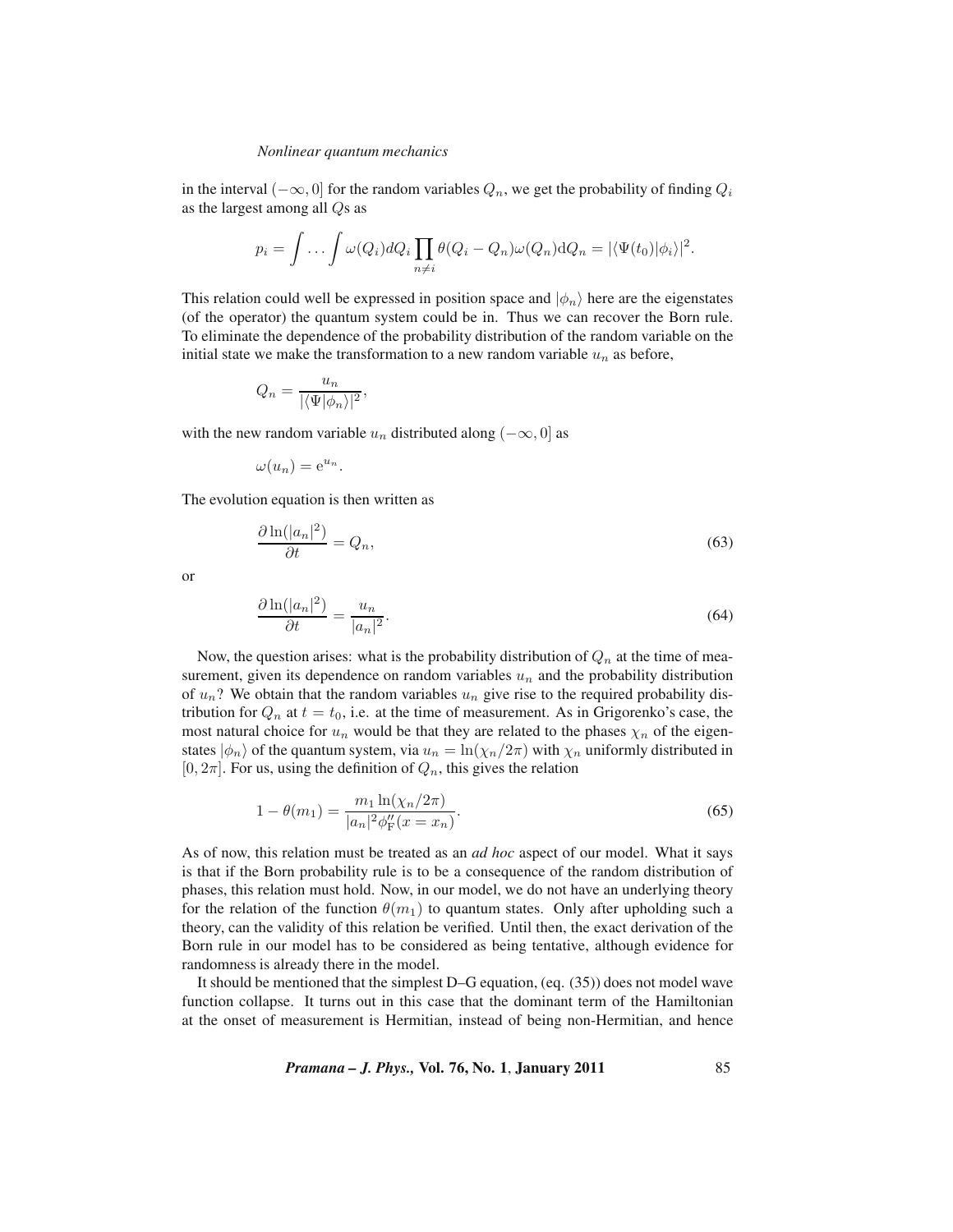in the interval $(-\infty, 0]$ for the random variables $Q_n$, we get the probability of finding $Q_i$ as the largest among all $Q$s as

$$p_i = \int \ldots \int \omega(Q_i) dQ_i \prod_{n \neq i} \theta(Q_i - Q_n) \omega(Q_n) \mathrm{d}Q_n = |\langle \Psi(t_0)|\phi_i\rangle|^2.$$

This relation could well be expressed in position space and $|\phi_n\rangle$ here are the eigenstates (of the operator) the quantum system could be in. Thus we can recover the Born rule. To eliminate the dependence of the probability distribution of the random variable on the initial state we make the transformation to a new random variable $u_n$ as before,

$$Q_n = \frac{u_n}{|\langle \Psi|\phi_n\rangle|^2},$$

with the new random variable $u_n$ distributed along $(-\infty, 0]$ as

$$\omega(u_n) = \mathrm{e}^{u_n}.$$

The evolution equation is then written as

$$\frac{\partial \ln(|a_n|^2)}{\partial t} = Q_n, \tag{63}$$

or

$$\frac{\partial \ln(|a_n|^2)}{\partial t} = \frac{u_n}{|a_n|^2}. \tag{64}$$

Now, the question arises: what is the probability distribution of $Q_n$ at the time of measurement, given its dependence on random variables $u_n$ and the probability distribution of $u_n$? We obtain that the random variables $u_n$ give rise to the required probability distribution for $Q_n$ at $t = t_0$, i.e. at the time of measurement. As in Grigorenko's case, the most natural choice for $u_n$ would be that they are related to the phases $\chi_n$ of the eigenstates $|\phi_n\rangle$ of the quantum system, via $u_n = \ln(\chi_n/2\pi)$ with $\chi_n$ uniformly distributed in $[0, 2\pi]$. For us, using the definition of $Q_n$, this gives the relation

$$1 - \theta(m_1) = \frac{m_1 \ln(\chi_n/2\pi)}{|a_n|^2 \phi_{\mathrm{F}}''(x = x_n)}. \tag{65}$$

As of now, this relation must be treated as an *ad hoc* aspect of our model. What it says is that if the Born probability rule is to be a consequence of the random distribution of phases, this relation must hold. Now, in our model, we do not have an underlying theory for the relation of the function $\theta(m_1)$ to quantum states. Only after upholding such a theory, can the validity of this relation be verified. Until then, the exact derivation of the Born rule in our model has to be considered as being tentative, although evidence for randomness is already there in the model.

It should be mentioned that the simplest D–G equation, (eq. (35)) does not model wave function collapse. It turns out in this case that the dominant term of the Hamiltonian at the onset of measurement is Hermitian, instead of being non-Hermitian, and hence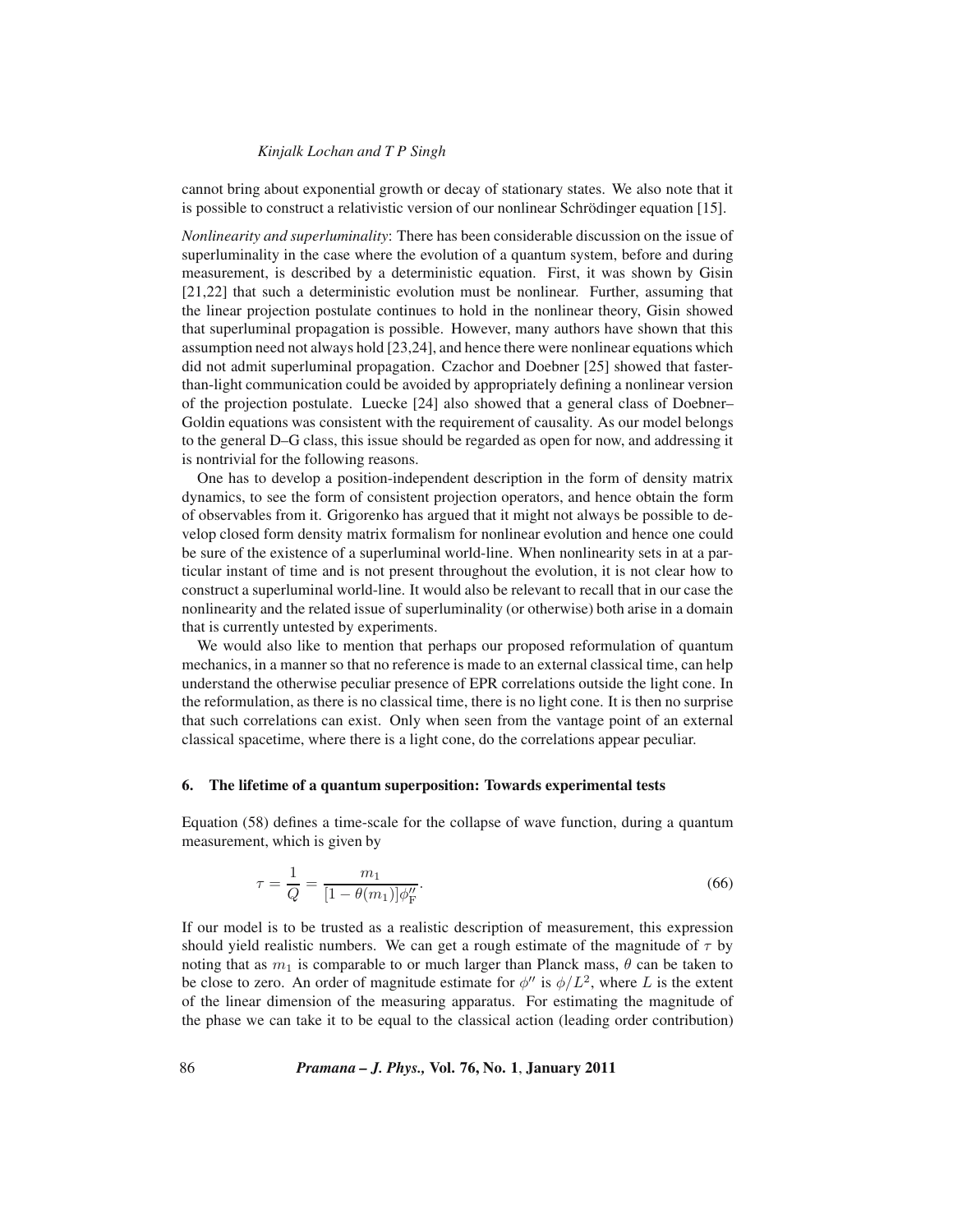cannot bring about exponential growth or decay of stationary states. We also note that it is possible to construct a relativistic version of our nonlinear Schrödinger equation [15].

*Nonlinearity and superluminality*: There has been considerable discussion on the issue of superluminality in the case where the evolution of a quantum system, before and during measurement, is described by a deterministic equation. First, it was shown by Gisin [21,22] that such a deterministic evolution must be nonlinear. Further, assuming that the linear projection postulate continues to hold in the nonlinear theory, Gisin showed that superluminal propagation is possible. However, many authors have shown that this assumption need not always hold [23,24], and hence there were nonlinear equations which did not admit superluminal propagation. Czachor and Doebner [25] showed that faster-than-light communication could be avoided by appropriately defining a nonlinear version of the projection postulate. Luecke [24] also showed that a general class of Doebner–Goldin equations was consistent with the requirement of causality. As our model belongs to the general D–G class, this issue should be regarded as open for now, and addressing it is nontrivial for the following reasons.

One has to develop a position-independent description in the form of density matrix dynamics, to see the form of consistent projection operators, and hence obtain the form of observables from it. Grigorenko has argued that it might not always be possible to develop closed form density matrix formalism for nonlinear evolution and hence one could be sure of the existence of a superluminal world-line. When nonlinearity sets in at a particular instant of time and is not present throughout the evolution, it is not clear how to construct a superluminal world-line. It would also be relevant to recall that in our case the nonlinearity and the related issue of superluminality (or otherwise) both arise in a domain that is currently untested by experiments.

We would also like to mention that perhaps our proposed reformulation of quantum mechanics, in a manner so that no reference is made to an external classical time, can help understand the otherwise peculiar presence of EPR correlations outside the light cone. In the reformulation, as there is no classical time, there is no light cone. It is then no surprise that such correlations can exist. Only when seen from the vantage point of an external classical spacetime, where there is a light cone, do the correlations appear peculiar.

## 6. The lifetime of a quantum superposition: Towards experimental tests

Equation (58) defines a time-scale for the collapse of wave function, during a quantum measurement, which is given by

$$\tau = \frac{1}{Q} = \frac{m_1}{[1-\theta(m_1)]\phi''_{\mathrm{F}}}. \tag{66}$$

If our model is to be trusted as a realistic description of measurement, this expression should yield realistic numbers. We can get a rough estimate of the magnitude of $\tau$ by noting that as $m_1$ is comparable to or much larger than Planck mass, $\theta$ can be taken to be close to zero. An order of magnitude estimate for $\phi''$ is $\phi/L^2$, where $L$ is the extent of the linear dimension of the measuring apparatus. For estimating the magnitude of the phase we can take it to be equal to the classical action (leading order contribution)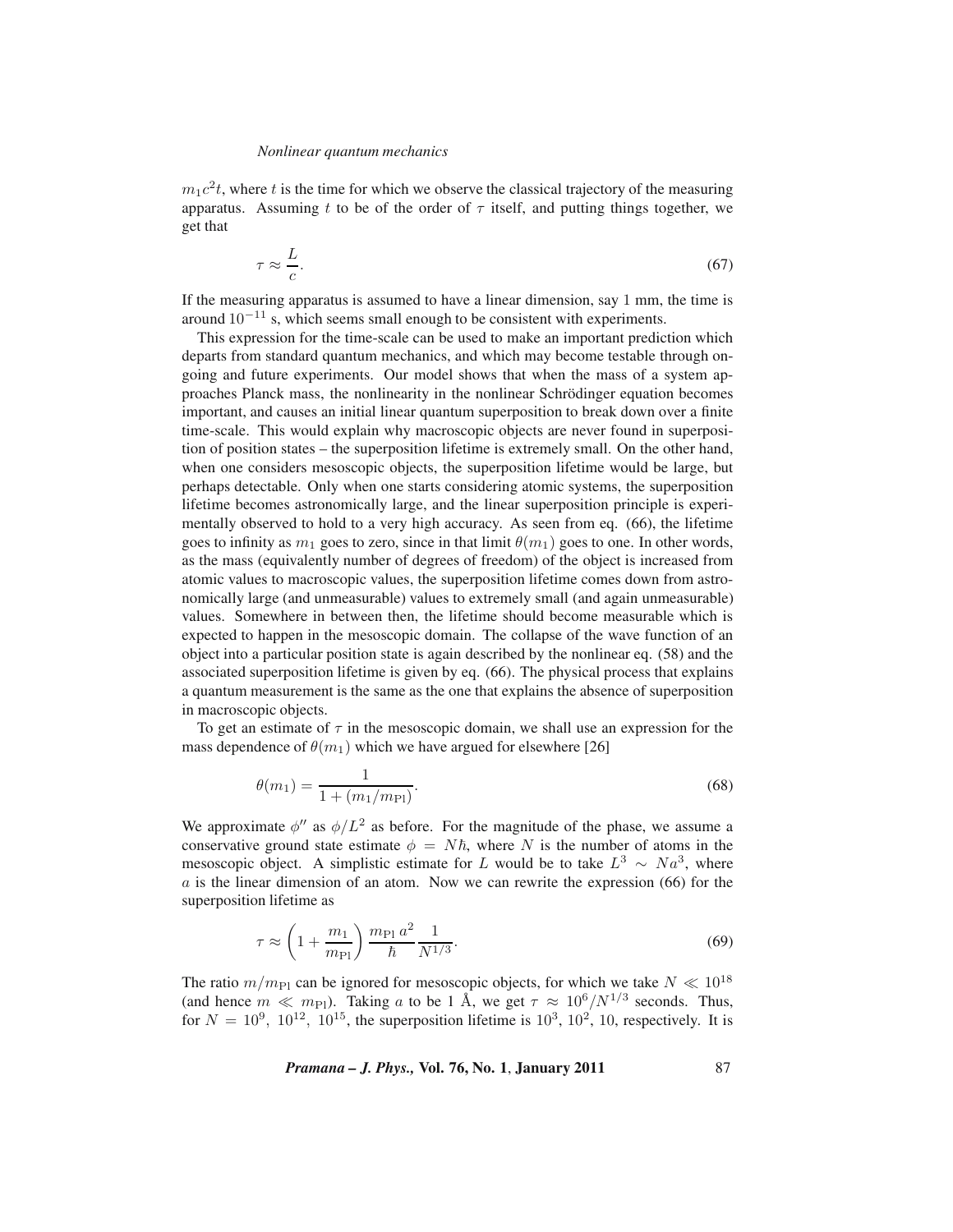$m_1 c^2 t$, where $t$ is the time for which we observe the classical trajectory of the measuring apparatus. Assuming $t$ to be of the order of $\tau$ itself, and putting things together, we get that

$$\tau \approx \frac{L}{c}. \tag{67}$$

If the measuring apparatus is assumed to have a linear dimension, say 1 mm, the time is around $10^{-11}$ s, which seems small enough to be consistent with experiments.

This expression for the time-scale can be used to make an important prediction which departs from standard quantum mechanics, and which may become testable through ongoing and future experiments. Our model shows that when the mass of a system approaches Planck mass, the nonlinearity in the nonlinear Schrödinger equation becomes important, and causes an initial linear quantum superposition to break down over a finite time-scale. This would explain why macroscopic objects are never found in superposition of position states – the superposition lifetime is extremely small. On the other hand, when one considers mesoscopic objects, the superposition lifetime would be large, but perhaps detectable. Only when one starts considering atomic systems, the superposition lifetime becomes astronomically large, and the linear superposition principle is experimentally observed to hold to a very high accuracy. As seen from eq. (66), the lifetime goes to infinity as $m_1$ goes to zero, since in that limit $\theta(m_1)$ goes to one. In other words, as the mass (equivalently number of degrees of freedom) of the object is increased from atomic values to macroscopic values, the superposition lifetime comes down from astronomically large (and unmeasurable) values to extremely small (and again unmeasurable) values. Somewhere in between then, the lifetime should become measurable which is expected to happen in the mesoscopic domain. The collapse of the wave function of an object into a particular position state is again described by the nonlinear eq. (58) and the associated superposition lifetime is given by eq. (66). The physical process that explains a quantum measurement is the same as the one that explains the absence of superposition in macroscopic objects.

To get an estimate of $\tau$ in the mesoscopic domain, we shall use an expression for the mass dependence of $\theta(m_1)$ which we have argued for elsewhere [26]

$$\theta(m_1) = \frac{1}{1 + (m_1/m_{\text{Pl}})}. \tag{68}$$

We approximate $\phi''$ as $\phi/L^2$ as before. For the magnitude of the phase, we assume a conservative ground state estimate $\phi = N\hbar$, where $N$ is the number of atoms in the mesoscopic object. A simplistic estimate for $L$ would be to take $L^3 \sim Na^3$, where $a$ is the linear dimension of an atom. Now we can rewrite the expression (66) for the superposition lifetime as

$$\tau \approx \left(1 + \frac{m_1}{m_{\text{Pl}}}\right) \frac{m_{\text{Pl}}\, a^2}{\hbar} \frac{1}{N^{1/3}}. \tag{69}$$

The ratio $m/m_{\text{Pl}}$ can be ignored for mesoscopic objects, for which we take $N \ll 10^{18}$ (and hence $m \ll m_{\text{Pl}}$). Taking $a$ to be 1 Å, we get $\tau \approx 10^6/N^{1/3}$ seconds. Thus, for $N = 10^9,\ 10^{12},\ 10^{15}$, the superposition lifetime is $10^3$, $10^2$, 10, respectively. It is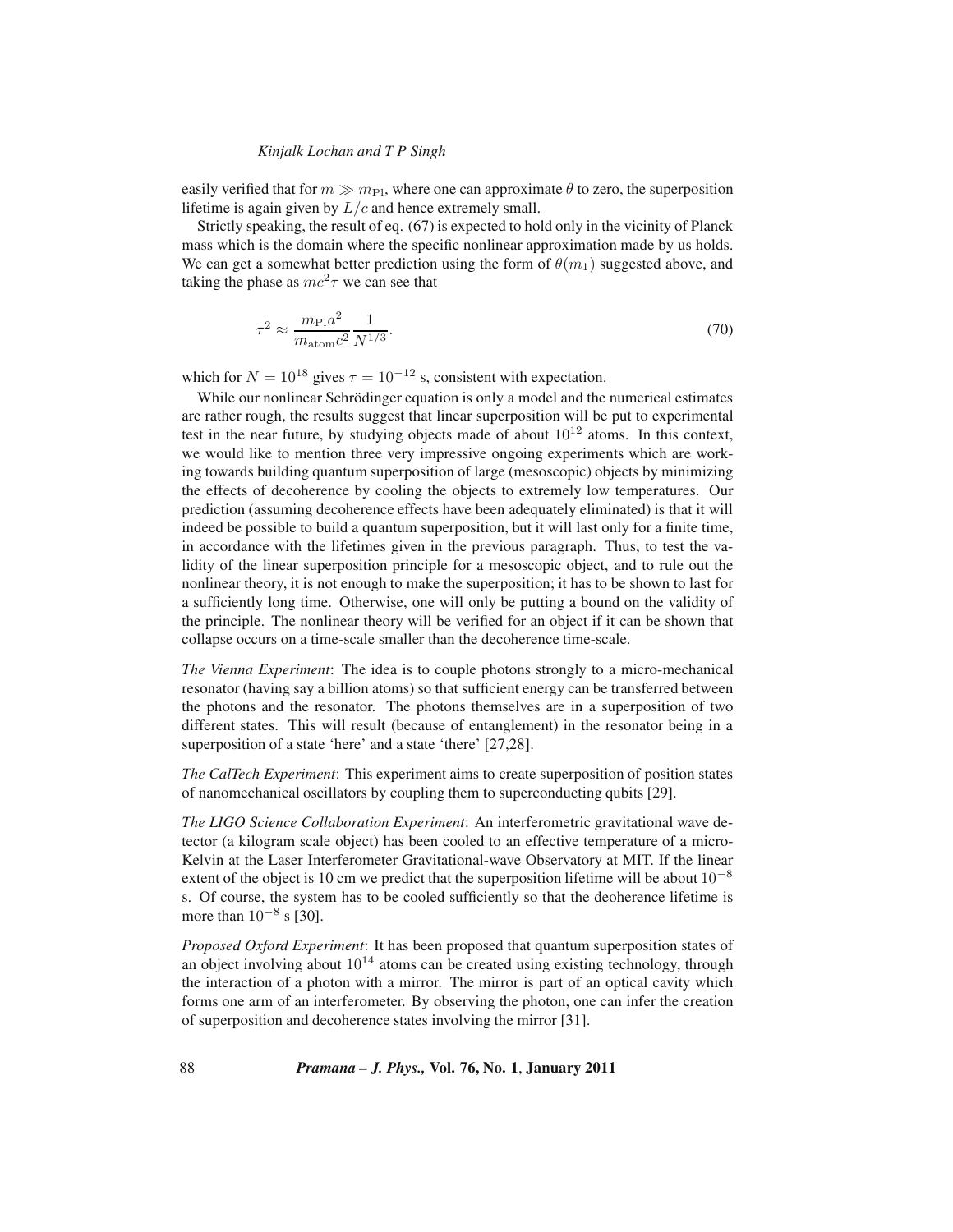easily verified that for $m \gg m_{\rm Pl}$, where one can approximate $\theta$ to zero, the superposition lifetime is again given by $L/c$ and hence extremely small.

Strictly speaking, the result of eq. (67) is expected to hold only in the vicinity of Planck mass which is the domain where the specific nonlinear approximation made by us holds. We can get a somewhat better prediction using the form of $\theta(m_1)$ suggested above, and taking the phase as $mc^2\tau$ we can see that

$$\tau^2 \approx \frac{m_{\rm Pl}a^2}{m_{\rm atom}c^2}\frac{1}{N^{1/3}}. \tag{70}$$

which for $N = 10^{18}$ gives $\tau = 10^{-12}$ s, consistent with expectation.

While our nonlinear Schrödinger equation is only a model and the numerical estimates are rather rough, the results suggest that linear superposition will be put to experimental test in the near future, by studying objects made of about $10^{12}$ atoms. In this context, we would like to mention three very impressive ongoing experiments which are working towards building quantum superposition of large (mesoscopic) objects by minimizing the effects of decoherence by cooling the objects to extremely low temperatures. Our prediction (assuming decoherence effects have been adequately eliminated) is that it will indeed be possible to build a quantum superposition, but it will last only for a finite time, in accordance with the lifetimes given in the previous paragraph. Thus, to test the validity of the linear superposition principle for a mesoscopic object, and to rule out the nonlinear theory, it is not enough to make the superposition; it has to be shown to last for a sufficiently long time. Otherwise, one will only be putting a bound on the validity of the principle. The nonlinear theory will be verified for an object if it can be shown that collapse occurs on a time-scale smaller than the decoherence time-scale.

*The Vienna Experiment*: The idea is to couple photons strongly to a micro-mechanical resonator (having say a billion atoms) so that sufficient energy can be transferred between the photons and the resonator. The photons themselves are in a superposition of two different states. This will result (because of entanglement) in the resonator being in a superposition of a state 'here' and a state 'there' [27,28].

*The CalTech Experiment*: This experiment aims to create superposition of position states of nanomechanical oscillators by coupling them to superconducting qubits [29].

*The LIGO Science Collaboration Experiment*: An interferometric gravitational wave detector (a kilogram scale object) has been cooled to an effective temperature of a micro-Kelvin at the Laser Interferometer Gravitational-wave Observatory at MIT. If the linear extent of the object is 10 cm we predict that the superposition lifetime will be about $10^{-8}$ s. Of course, the system has to be cooled sufficiently so that the deoherence lifetime is more than $10^{-8}$ s [30].

*Proposed Oxford Experiment*: It has been proposed that quantum superposition states of an object involving about $10^{14}$ atoms can be created using existing technology, through the interaction of a photon with a mirror. The mirror is part of an optical cavity which forms one arm of an interferometer. By observing the photon, one can infer the creation of superposition and decoherence states involving the mirror [31].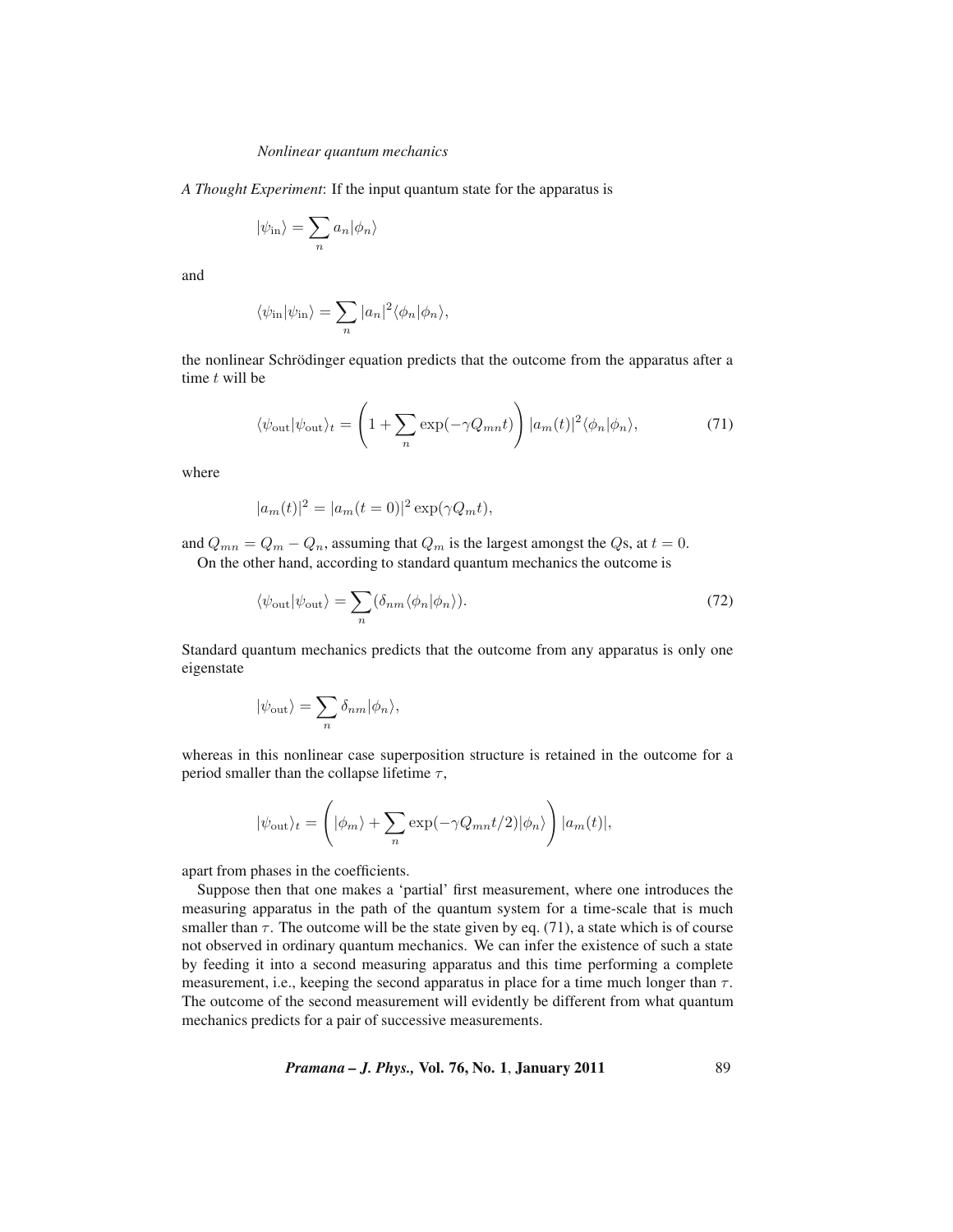*A Thought Experiment*: If the input quantum state for the apparatus is

$$|\psi_{\rm in}\rangle = \sum_n a_n|\phi_n\rangle$$

and

$$\langle\psi_{\rm in}|\psi_{\rm in}\rangle = \sum_n |a_n|^2\langle\phi_n|\phi_n\rangle,$$

the nonlinear Schrödinger equation predicts that the outcome from the apparatus after a time $t$ will be

$$\langle\psi_{\rm out}|\psi_{\rm out}\rangle_t = \left(1 + \sum_n \exp(-\gamma Q_{mn}t)\right)|a_m(t)|^2\langle\phi_n|\phi_n\rangle, \tag{71}$$

where

$$|a_m(t)|^2 = |a_m(t=0)|^2\exp(\gamma Q_m t),$$

and $Q_{mn} = Q_m - Q_n$, assuming that $Q_m$ is the largest amongst the $Q$s, at $t = 0$.

On the other hand, according to standard quantum mechanics the outcome is

$$\langle\psi_{\rm out}|\psi_{\rm out}\rangle = \sum_n(\delta_{nm}\langle\phi_n|\phi_n\rangle). \tag{72}$$

Standard quantum mechanics predicts that the outcome from any apparatus is only one eigenstate

$$|\psi_{\rm out}\rangle = \sum_n \delta_{nm}|\phi_n\rangle,$$

whereas in this nonlinear case superposition structure is retained in the outcome for a period smaller than the collapse lifetime $\tau$,

$$|\psi_{\rm out}\rangle_t = \left(|\phi_m\rangle + \sum_n \exp(-\gamma Q_{mn}t/2)|\phi_n\rangle\right)|a_m(t)|,$$

apart from phases in the coefficients.

Suppose then that one makes a 'partial' first measurement, where one introduces the measuring apparatus in the path of the quantum system for a time-scale that is much smaller than $\tau$. The outcome will be the state given by eq. (71), a state which is of course not observed in ordinary quantum mechanics. We can infer the existence of such a state by feeding it into a second measuring apparatus and this time performing a complete measurement, i.e., keeping the second apparatus in place for a time much longer than $\tau$. The outcome of the second measurement will evidently be different from what quantum mechanics predicts for a pair of successive measurements.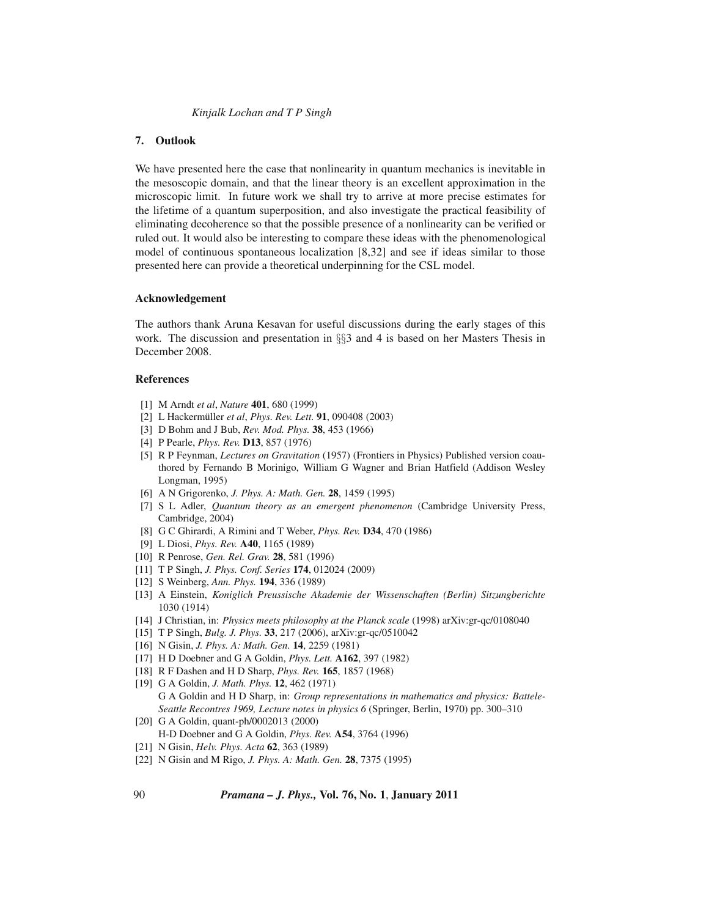## 7. Outlook

We have presented here the case that nonlinearity in quantum mechanics is inevitable in the mesoscopic domain, and that the linear theory is an excellent approximation in the microscopic limit. In future work we shall try to arrive at more precise estimates for the lifetime of a quantum superposition, and also investigate the practical feasibility of eliminating decoherence so that the possible presence of a nonlinearity can be verified or ruled out. It would also be interesting to compare these ideas with the phenomenological model of continuous spontaneous localization [8,32] and see if ideas similar to those presented here can provide a theoretical underpinning for the CSL model.

### Acknowledgement

The authors thank Aruna Kesavan for useful discussions during the early stages of this work. The discussion and presentation in §§3 and 4 is based on her Masters Thesis in December 2008.

### References

[1] M Arndt *et al*, *Nature* **401**, 680 (1999)
[2] L Hackermüller *et al*, *Phys. Rev. Lett.* **91**, 090408 (2003)
[3] D Bohm and J Bub, *Rev. Mod. Phys.* **38**, 453 (1966)
[4] P Pearle, *Phys. Rev.* **D13**, 857 (1976)
[5] R P Feynman, *Lectures on Gravitation* (1957) (Frontiers in Physics) Published version coauthored by Fernando B Morinigo, William G Wagner and Brian Hatfield (Addison Wesley Longman, 1995)
[6] A N Grigorenko, *J. Phys. A: Math. Gen.* **28**, 1459 (1995)
[7] S L Adler, *Quantum theory as an emergent phenomenon* (Cambridge University Press, Cambridge, 2004)
[8] G C Ghirardi, A Rimini and T Weber, *Phys. Rev.* **D34**, 470 (1986)
[9] L Diosi, *Phys. Rev.* **A40**, 1165 (1989)
[10] R Penrose, *Gen. Rel. Grav.* **28**, 581 (1996)
[11] T P Singh, *J. Phys. Conf. Series* **174**, 012024 (2009)
[12] S Weinberg, *Ann. Phys.* **194**, 336 (1989)
[13] A Einstein, *Koniglich Preussische Akademie der Wissenschaften (Berlin) Sitzungberichte* 1030 (1914)
[14] J Christian, in: *Physics meets philosophy at the Planck scale* (1998) arXiv:gr-qc/0108040
[15] T P Singh, *Bulg. J. Phys.* **33**, 217 (2006), arXiv:gr-qc/0510042
[16] N Gisin, *J. Phys. A: Math. Gen.* **14**, 2259 (1981)
[17] H D Doebner and G A Goldin, *Phys. Lett.* **A162**, 397 (1982)
[18] R F Dashen and H D Sharp, *Phys. Rev.* **165**, 1857 (1968)
[19] G A Goldin, *J. Math. Phys.* **12**, 462 (1971)
G A Goldin and H D Sharp, in: *Group representations in mathematics and physics: Battele-Seattle Recontres 1969, Lecture notes in physics 6* (Springer, Berlin, 1970) pp. 300–310
[20] G A Goldin, quant-ph/0002013 (2000)
H-D Doebner and G A Goldin, *Phys. Rev.* **A54**, 3764 (1996)
[21] N Gisin, *Helv. Phys. Acta* **62**, 363 (1989)
[22] N Gisin and M Rigo, *J. Phys. A: Math. Gen.* **28**, 7375 (1995)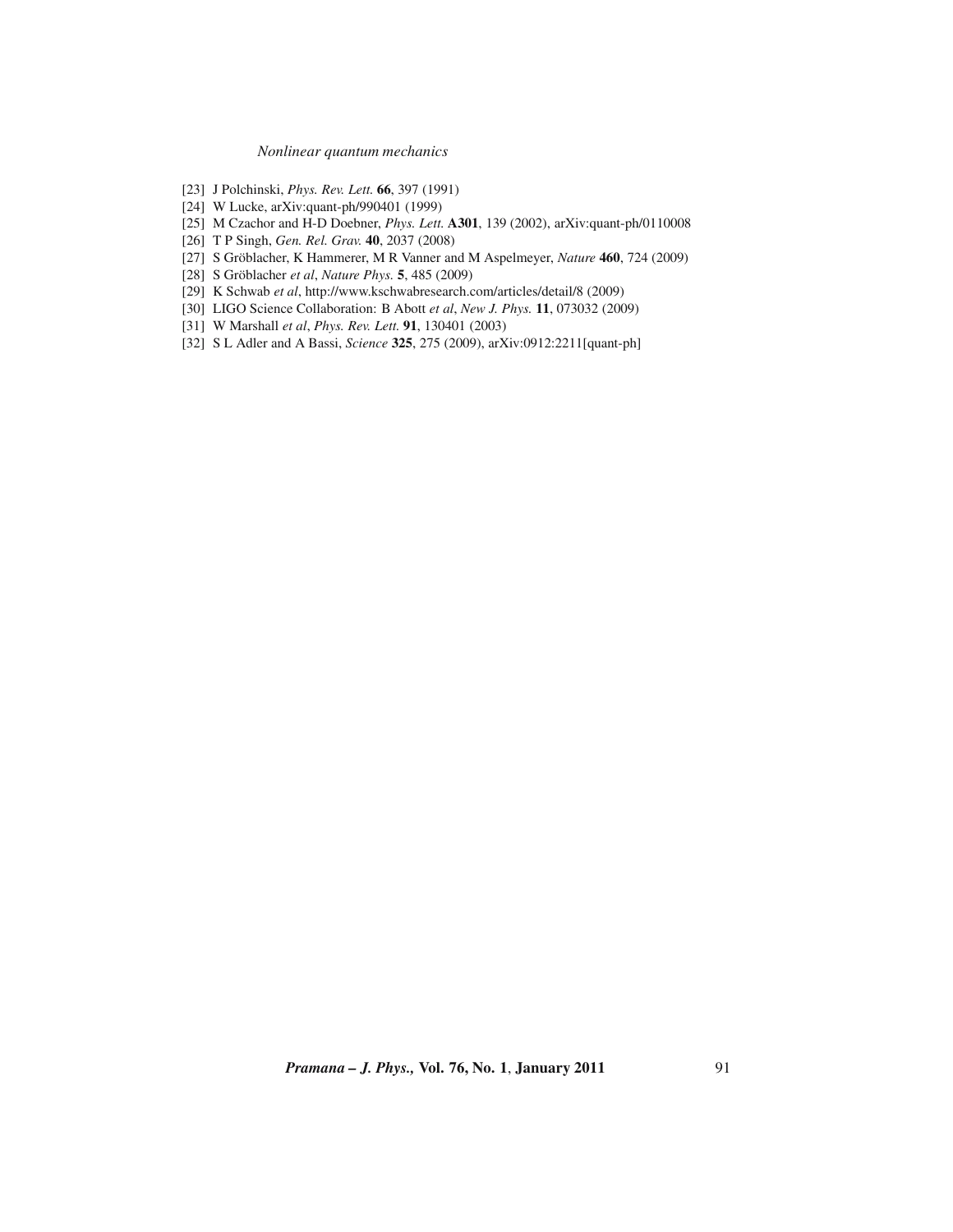[23] J Polchinski, *Phys. Rev. Lett.* **66**, 397 (1991)
[24] W Lucke, arXiv:quant-ph/990401 (1999)
[25] M Czachor and H-D Doebner, *Phys. Lett.* **A301**, 139 (2002), arXiv:quant-ph/0110008
[26] T P Singh, *Gen. Rel. Grav.* **40**, 2037 (2008)
[27] S Gröblacher, K Hammerer, M R Vanner and M Aspelmeyer, *Nature* **460**, 724 (2009)
[28] S Gröblacher *et al*, *Nature Phys.* **5**, 485 (2009)
[29] K Schwab *et al*, http://www.kschwabresearch.com/articles/detail/8 (2009)
[30] LIGO Science Collaboration: B Abott *et al*, *New J. Phys.* **11**, 073032 (2009)
[31] W Marshall *et al*, *Phys. Rev. Lett.* **91**, 130401 (2003)
[32] S L Adler and A Bassi, *Science* **325**, 275 (2009), arXiv:0912:2211[quant-ph]